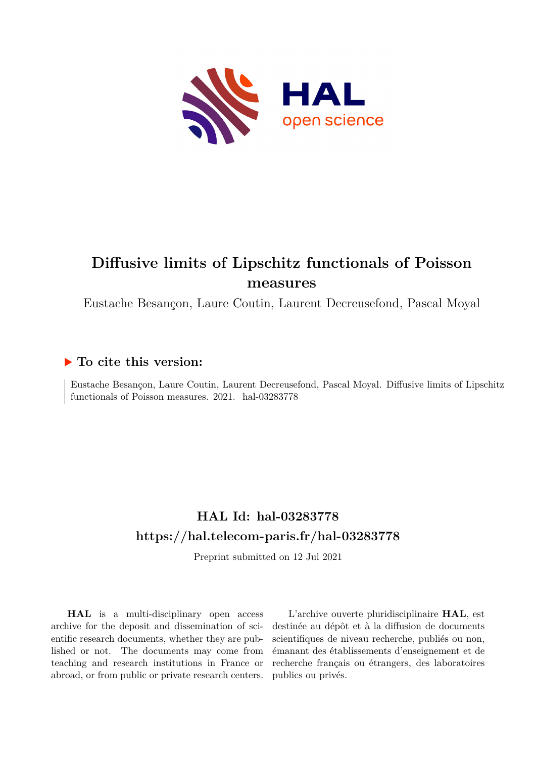# Diffusive limits of Lipschitz functionals of Poisson measures

Eustache Besançon, Laure Coutin, Laurent Decreusefond, Pascal Moyal

## ▶ To cite this version:

Eustache Besançon, Laure Coutin, Laurent Decreusefond, Pascal Moyal. Diffusive limits of Lipschitz functionals of Poisson measures. 2021. hal-03283778

## HAL Id: hal-03283778

## https://hal.telecom-paris.fr/hal-03283778

Preprint submitted on 12 Jul 2021

**HAL** is a multi-disciplinary open access archive for the deposit and dissemination of scientific research documents, whether they are published or not. The documents may come from teaching and research institutions in France or abroad, or from public or private research centers.

L'archive ouverte pluridisciplinaire **HAL**, est destinée au dépôt et à la diffusion de documents scientifiques de niveau recherche, publiés ou non, émanant des établissements d'enseignement et de recherche français ou étrangers, des laboratoires publics ou privés.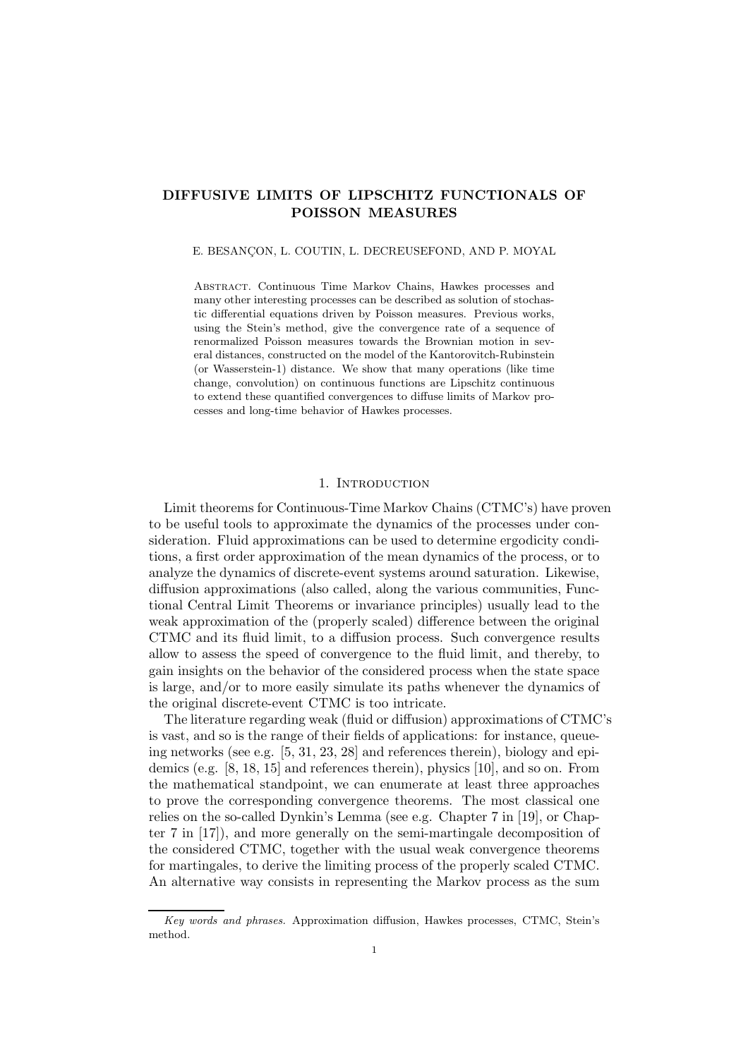# DIFFUSIVE LIMITS OF LIPSCHITZ FUNCTIONALS OF POISSON MEASURES

E. BESANÇON, L. COUTIN, L. DECREUSEFOND, AND P. MOYAL

Abstract. Continuous Time Markov Chains, Hawkes processes and many other interesting processes can be described as solution of stochastic differential equations driven by Poisson measures. Previous works, using the Stein's method, give the convergence rate of a sequence of renormalized Poisson measures towards the Brownian motion in several distances, constructed on the model of the Kantorovitch-Rubinstein (or Wasserstein-1) distance. We show that many operations (like time change, convolution) on continuous functions are Lipschitz continuous to extend these quantified convergences to diffuse limits of Markov processes and long-time behavior of Hawkes processes.

## 1. Introduction

Limit theorems for Continuous-Time Markov Chains (CTMC's) have proven to be useful tools to approximate the dynamics of the processes under consideration. Fluid approximations can be used to determine ergodicity conditions, a first order approximation of the mean dynamics of the process, or to analyze the dynamics of discrete-event systems around saturation. Likewise, diffusion approximations (also called, along the various communities, Functional Central Limit Theorems or invariance principles) usually lead to the weak approximation of the (properly scaled) difference between the original CTMC and its fluid limit, to a diffusion process. Such convergence results allow to assess the speed of convergence to the fluid limit, and thereby, to gain insights on the behavior of the considered process when the state space is large, and/or to more easily simulate its paths whenever the dynamics of the original discrete-event CTMC is too intricate.

The literature regarding weak (fluid or diffusion) approximations of CTMC's is vast, and so is the range of their fields of applications: for instance, queueing networks (see e.g. [5, 31, 23, 28] and references therein), biology and epidemics (e.g. [8, 18, 15] and references therein), physics [10], and so on. From the mathematical standpoint, we can enumerate at least three approaches to prove the corresponding convergence theorems. The most classical one relies on the so-called Dynkin's Lemma (see e.g. Chapter 7 in [19], or Chapter 7 in [17]), and more generally on the semi-martingale decomposition of the considered CTMC, together with the usual weak convergence theorems for martingales, to derive the limiting process of the properly scaled CTMC. An alternative way consists in representing the Markov process as the sum

*Key words and phrases.* Approximation diffusion, Hawkes processes, CTMC, Stein's method.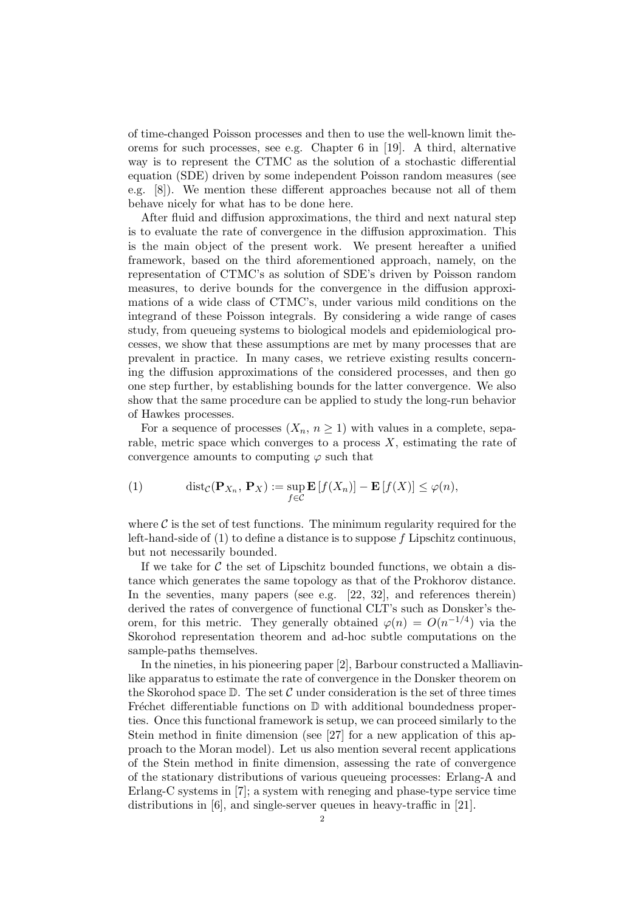of time-changed Poisson processes and then to use the well-known limit theorems for such processes, see e.g. Chapter 6 in [19]. A third, alternative way is to represent the CTMC as the solution of a stochastic differential equation (SDE) driven by some independent Poisson random measures (see e.g. [8]). We mention these different approaches because not all of them behave nicely for what has to be done here.

After fluid and diffusion approximations, the third and next natural step is to evaluate the rate of convergence in the diffusion approximation. This is the main object of the present work. We present hereafter a unified framework, based on the third aforementioned approach, namely, on the representation of CTMC's as solution of SDE's driven by Poisson random measures, to derive bounds for the convergence in the diffusion approximations of a wide class of CTMC's, under various mild conditions on the integrand of these Poisson integrals. By considering a wide range of cases study, from queueing systems to biological models and epidemiological processes, we show that these assumptions are met by many processes that are prevalent in practice. In many cases, we retrieve existing results concerning the diffusion approximations of the considered processes, and then go one step further, by establishing bounds for the latter convergence. We also show that the same procedure can be applied to study the long-run behavior of Hawkes processes.

For a sequence of processes $(X_n,\, n \ge 1)$ with values in a complete, separable, metric space which converges to a process $X$, estimating the rate of convergence amounts to computing $\varphi$ such that

$$\operatorname{dist}_{\mathcal{C}}(\mathbf{P}_{X_n},\, \mathbf{P}_X) := \sup_{f \in \mathcal{C}} \mathbf{E}\left[f(X_n)\right] - \mathbf{E}\left[f(X)\right] \le \varphi(n), \tag{1}$$

where $\mathcal{C}$ is the set of test functions. The minimum regularity required for the left-hand-side of (1) to define a distance is to suppose $f$ Lipschitz continuous, but not necessarily bounded.

If we take for $\mathcal{C}$ the set of Lipschitz bounded functions, we obtain a distance which generates the same topology as that of the Prokhorov distance. In the seventies, many papers (see e.g. [22, 32], and references therein) derived the rates of convergence of functional CLT's such as Donsker's theorem, for this metric. They generally obtained $\varphi(n) = O(n^{-1/4})$ via the Skorohod representation theorem and ad-hoc subtle computations on the sample-paths themselves.

In the nineties, in his pioneering paper [2], Barbour constructed a Malliavin-like apparatus to estimate the rate of convergence in the Donsker theorem on the Skorohod space $\mathbb{D}$. The set $\mathcal{C}$ under consideration is the set of three times Fréchet differentiable functions on $\mathbb{D}$ with additional boundedness properties. Once this functional framework is setup, we can proceed similarly to the Stein method in finite dimension (see [27] for a new application of this approach to the Moran model). Let us also mention several recent applications of the Stein method in finite dimension, assessing the rate of convergence of the stationary distributions of various queueing processes: Erlang-A and Erlang-C systems in [7]; a system with reneging and phase-type service time distributions in [6], and single-server queues in heavy-traffic in [21].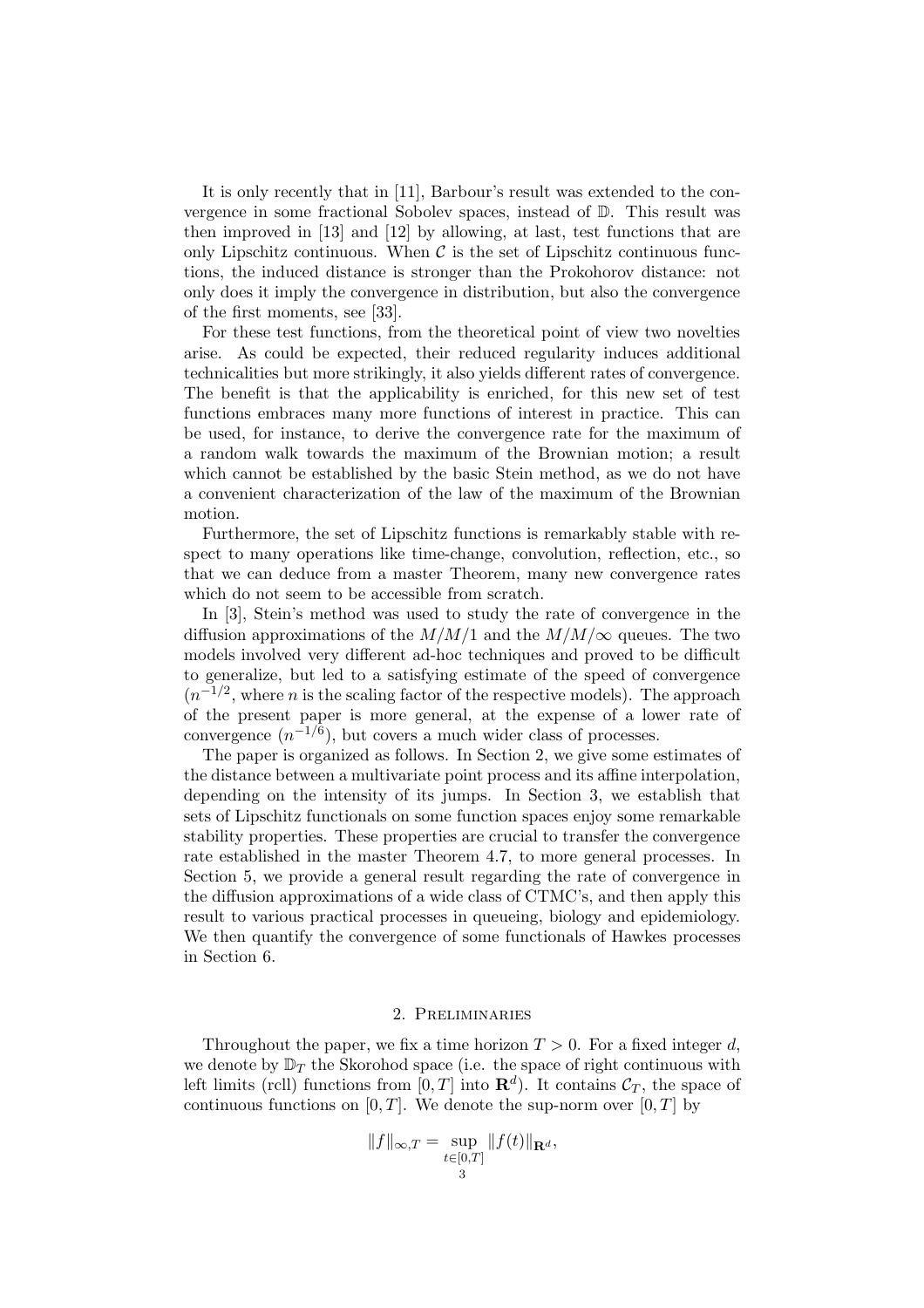It is only recently that in [11], Barbour's result was extended to the convergence in some fractional Sobolev spaces, instead of $\mathbb{D}$. This result was then improved in [13] and [12] by allowing, at last, test functions that are only Lipschitz continuous. When $\mathcal{C}$ is the set of Lipschitz continuous functions, the induced distance is stronger than the Prokohorov distance: not only does it imply the convergence in distribution, but also the convergence of the first moments, see [33].

For these test functions, from the theoretical point of view two novelties arise. As could be expected, their reduced regularity induces additional technicalities but more strikingly, it also yields different rates of convergence. The benefit is that the applicability is enriched, for this new set of test functions embraces many more functions of interest in practice. This can be used, for instance, to derive the convergence rate for the maximum of a random walk towards the maximum of the Brownian motion; a result which cannot be established by the basic Stein method, as we do not have a convenient characterization of the law of the maximum of the Brownian motion.

Furthermore, the set of Lipschitz functions is remarkably stable with respect to many operations like time-change, convolution, reflection, etc., so that we can deduce from a master Theorem, many new convergence rates which do not seem to be accessible from scratch.

In [3], Stein's method was used to study the rate of convergence in the diffusion approximations of the $M/M/1$ and the $M/M/\infty$ queues. The two models involved very different ad-hoc techniques and proved to be difficult to generalize, but led to a satisfying estimate of the speed of convergence ($n^{-1/2}$, where $n$ is the scaling factor of the respective models). The approach of the present paper is more general, at the expense of a lower rate of convergence ($n^{-1/6}$), but covers a much wider class of processes.

The paper is organized as follows. In Section 2, we give some estimates of the distance between a multivariate point process and its affine interpolation, depending on the intensity of its jumps. In Section 3, we establish that sets of Lipschitz functionals on some function spaces enjoy some remarkable stability properties. These properties are crucial to transfer the convergence rate established in the master Theorem 4.7, to more general processes. In Section 5, we provide a general result regarding the rate of convergence in the diffusion approximations of a wide class of CTMC's, and then apply this result to various practical processes in queueing, biology and epidemiology. We then quantify the convergence of some functionals of Hawkes processes in Section 6.

## 2. Preliminaries

Throughout the paper, we fix a time horizon $T > 0$. For a fixed integer $d$, we denote by $\mathbb{D}_T$ the Skorohod space (i.e. the space of right continuous with left limits (rcll) functions from $[0, T]$ into $\mathbf{R}^d$). It contains $\mathcal{C}_T$, the space of continuous functions on $[0, T]$. We denote the sup-norm over $[0, T]$ by

$$\|f\|_{\infty,T} = \sup_{t\in[0,T]} \|f(t)\|_{\mathbf{R}^d},$$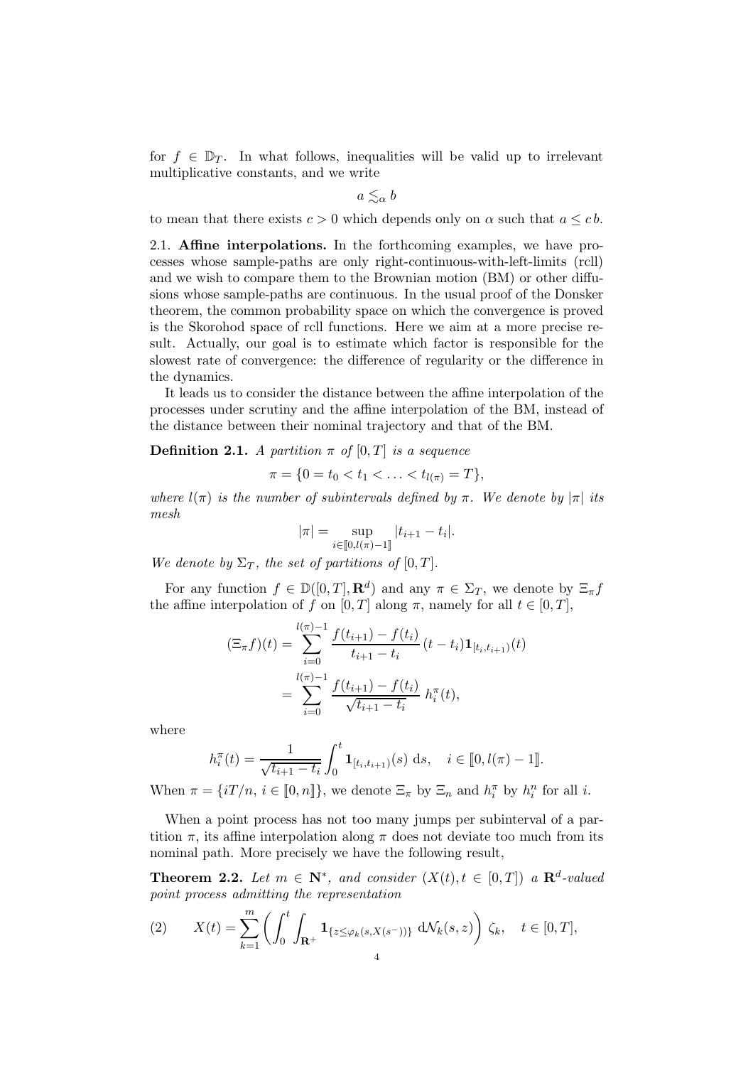for $f \in \mathbb{D}_T$. In what follows, inequalities will be valid up to irrelevant multiplicative constants, and we write

$$a \lesssim_\alpha b$$

to mean that there exists $c > 0$ which depends only on $\alpha$ such that $a \leq c\, b$.

2.1. **Affine interpolations.** In the forthcoming examples, we have processes whose sample-paths are only right-continuous-with-left-limits (rcll) and we wish to compare them to the Brownian motion (BM) or other diffusions whose sample-paths are continuous. In the usual proof of the Donsker theorem, the common probability space on which the convergence is proved is the Skorohod space of rcll functions. Here we aim at a more precise result. Actually, our goal is to estimate which factor is responsible for the slowest rate of convergence: the difference of regularity or the difference in the dynamics.

It leads us to consider the distance between the affine interpolation of the processes under scrutiny and the affine interpolation of the BM, instead of the distance between their nominal trajectory and that of the BM.

**Definition 2.1.** *A partition $\pi$ of $[0,T]$ is a sequence*

$$\pi = \{0 = t_0 < t_1 < \ldots < t_{l(\pi)} = T\},$$

*where $l(\pi)$ is the number of subintervals defined by $\pi$. We denote by $|\pi|$ its mesh*

$$|\pi| = \sup_{i \in [\![0, l(\pi)-1]\!]} |t_{i+1} - t_i|.$$

*We denote by $\Sigma_T$, the set of partitions of $[0,T]$.*

For any function $f \in \mathbb{D}([0,T], \mathbf{R}^d)$ and any $\pi \in \Sigma_T$, we denote by $\Xi_\pi f$ the affine interpolation of $f$ on $[0,T]$ along $\pi$, namely for all $t \in [0,T]$,

$$\begin{aligned}(\Xi_\pi f)(t) &= \sum_{i=0}^{l(\pi)-1} \frac{f(t_{i+1}) - f(t_i)}{t_{i+1} - t_i}\,(t - t_i)\mathbf{1}_{[t_i, t_{i+1})}(t) \\ &= \sum_{i=0}^{l(\pi)-1} \frac{f(t_{i+1}) - f(t_i)}{\sqrt{t_{i+1} - t_i}}\; h_i^\pi(t),\end{aligned}$$

where

$$h_i^\pi(t) = \frac{1}{\sqrt{t_{i+1} - t_i}} \int_0^t \mathbf{1}_{[t_i, t_{i+1})}(s)\; \mathrm{d}s, \quad i \in [\![0, l(\pi) - 1]\!].$$

When $\pi = \{iT/n,\ i \in [\![0, n]\!]\}$, we denote $\Xi_\pi$ by $\Xi_n$ and $h_i^\pi$ by $h_i^n$ for all $i$.

When a point process has not too many jumps per subinterval of a partition $\pi$, its affine interpolation along $\pi$ does not deviate too much from its nominal path. More precisely we have the following result,

**Theorem 2.2.** *Let $m \in \mathbf{N}^*$, and consider $(X(t), t \in [0,T])$ a $\mathbf{R}^d$-valued point process admitting the representation*

$$X(t) = \sum_{k=1}^{m} \left( \int_0^t \int_{\mathbf{R}^+} \mathbf{1}_{\{z \leq \varphi_k(s, X(s^-))\}}\; \mathrm{d}\mathcal{N}_k(s,z) \right) \zeta_k, \quad t \in [0,T], \tag{2}$$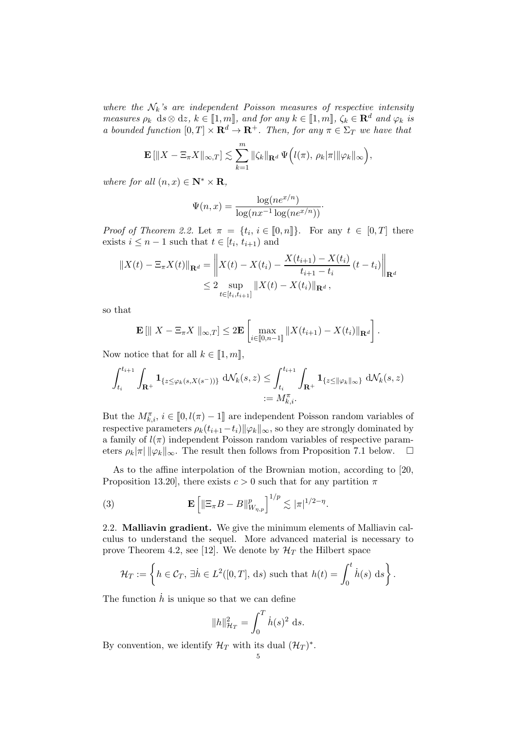*where the $\mathcal{N}_k$'s are independent Poisson measures of respective intensity measures $\rho_k\ \mathrm{d}s \otimes \mathrm{d}z$, $k \in [\![1, m]\!]$, and for any $k \in [\![1, m]\!]$, $\zeta_k \in \mathbf{R}^d$ and $\varphi_k$ is a bounded function $[0,T] \times \mathbf{R}^d \to \mathbf{R}^+$. Then, for any $\pi \in \Sigma_T$ we have that*

$$\mathbf{E}\left[\|X - \Xi_\pi X\|_{\infty,T}\right] \lesssim \sum_{k=1}^{m} \|\zeta_k\|_{\mathbf{R}^d}\, \Psi\Big(l(\pi),\ \rho_k|\pi|\|\varphi_k\|_\infty\Big),$$

*where for all $(n,x) \in \mathbf{N}^* \times \mathbf{R}$,*

$$\Psi(n,x) = \frac{\log(ne^{x/n})}{\log(nx^{-1}\log(ne^{x/n}))}.$$

*Proof of Theorem 2.2.* Let $\pi = \{t_i,\ i \in [\![0, n]\!]\}$. For any $t \in [0,T]$ there exists $i \le n-1$ such that $t \in [t_i,\ t_{i+1})$ and

$$\begin{aligned}\|X(t) - \Xi_\pi X(t)\|_{\mathbf{R}^d} &= \left\| X(t) - X(t_i) - \frac{X(t_{i+1}) - X(t_i)}{t_{i+1} - t_i}\,(t - t_i)\right\|_{\mathbf{R}^d} \\ &\le 2 \sup_{t \in [t_i, t_{i+1}]} \|X(t) - X(t_i)\|_{\mathbf{R}^d}\,,\end{aligned}$$

so that

$$\mathbf{E}\left[\|\ X - \Xi_\pi X\ \|_{\infty,T}\right] \le 2\mathbf{E}\left[\max_{i \in [\![0,n-1]\!]} \|X(t_{i+1}) - X(t_i)\|_{\mathbf{R}^d}\right].$$

Now notice that for all $k \in [\![1, m]\!]$,

$$\begin{aligned}\int_{t_i}^{t_{i+1}} \int_{\mathbf{R}^+} \mathbf{1}_{\{z \le \varphi_k(s, X(s^-))\}}\ \mathrm{d}\mathcal{N}_k(s,z) &\le \int_{t_i}^{t_{i+1}} \int_{\mathbf{R}^+} \mathbf{1}_{\{z \le \|\varphi_k\|_\infty\}}\ \mathrm{d}\mathcal{N}_k(s,z) \\ &:= M^\pi_{k,i}.\end{aligned}$$

But the $M^\pi_{k,i}$, $i \in [\![0, l(\pi) - 1]\!]$ are independent Poisson random variables of respective parameters $\rho_k(t_{i+1} - t_i)\|\varphi_k\|_\infty$, so they are strongly dominated by a family of $l(\pi)$ independent Poisson random variables of respective parameters $\rho_k|\pi|\,\|\varphi_k\|_\infty$. The result then follows from Proposition 7.1 below. $\square$

As to the affine interpolation of the Brownian motion, according to [20, Proposition 13.20], there exists $c > 0$ such that for any partition $\pi$

$$\mathbf{E}\left[\|\Xi_\pi B - B\|^p_{W_{\eta,p}}\right]^{1/p} \lesssim |\pi|^{1/2-\eta}. \tag{3}$$

## 2.2. Malliavin gradient.

We give the minimum elements of Malliavin calculus to understand the sequel. More advanced material is necessary to prove Theorem 4.2, see [12]. We denote by $\mathcal{H}_T$ the Hilbert space

$$\mathcal{H}_T := \left\{ h \in \mathcal{C}_T,\ \exists \dot{h} \in L^2([0,T],\ \mathrm{d}s) \text{ such that } h(t) = \int_0^t \dot{h}(s)\ \mathrm{d}s \right\}.$$

The function $\dot{h}$ is unique so that we can define

$$\|h\|^2_{\mathcal{H}_T} = \int_0^T \dot{h}(s)^2\ \mathrm{d}s.$$

By convention, we identify $\mathcal{H}_T$ with its dual $(\mathcal{H}_T)^*$.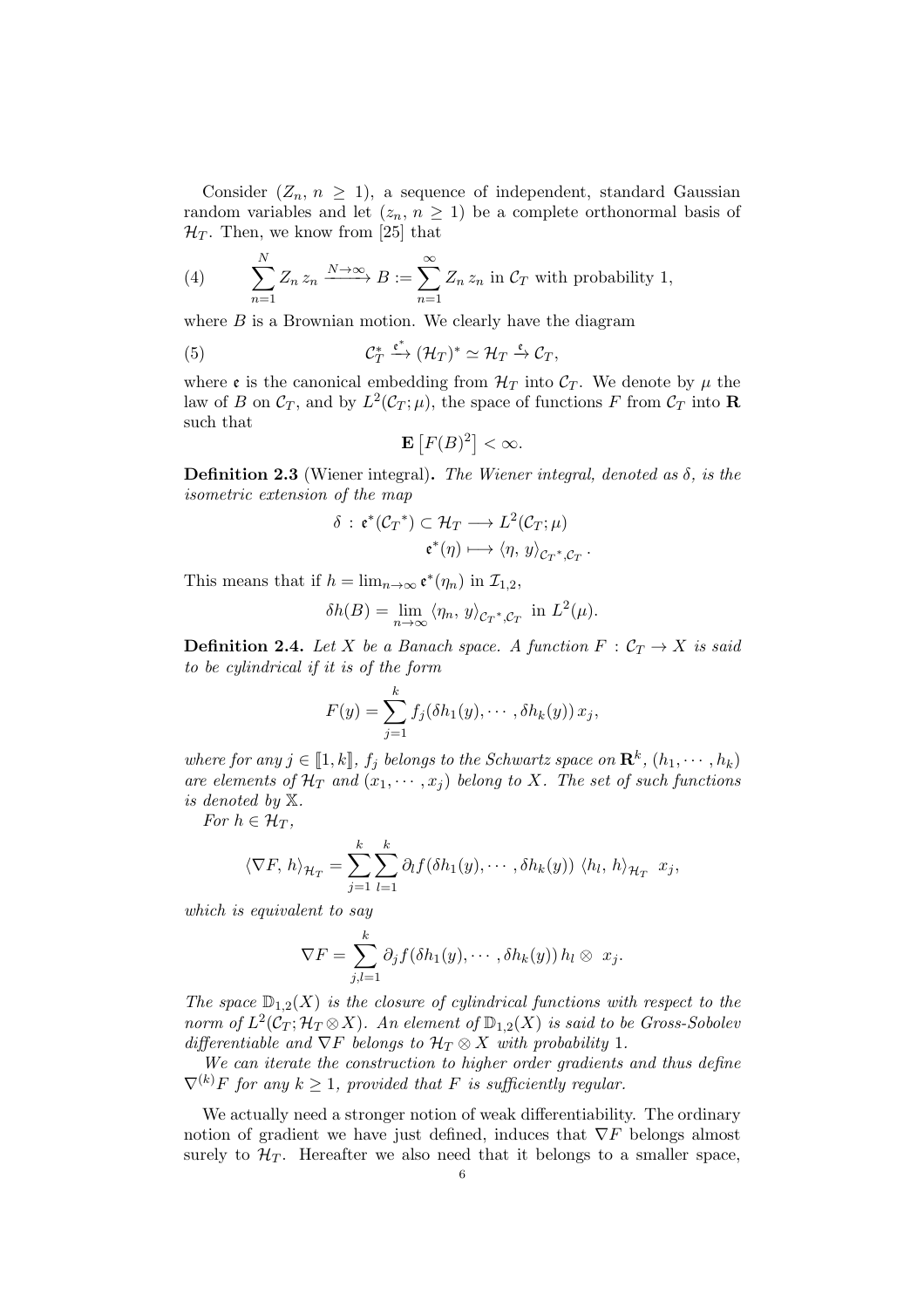Consider $(Z_n,\, n \ge 1)$, a sequence of independent, standard Gaussian random variables and let $(z_n,\, n \ge 1)$ be a complete orthonormal basis of $\mathcal{H}_T$. Then, we know from [25] that

$$\sum_{n=1}^{N} Z_n\, z_n \xrightarrow{N\to\infty} B := \sum_{n=1}^{\infty} Z_n\, z_n \text{ in } \mathcal{C}_T \text{ with probability 1,} \tag{4}$$

where $B$ is a Brownian motion. We clearly have the diagram

$$\mathcal{C}_T^* \xrightarrow{\mathfrak{e}^*} (\mathcal{H}_T)^* \simeq \mathcal{H}_T \xrightarrow{\mathfrak{e}} \mathcal{C}_T, \tag{5}$$

where $\mathfrak{e}$ is the canonical embedding from $\mathcal{H}_T$ into $\mathcal{C}_T$. We denote by $\mu$ the law of $B$ on $\mathcal{C}_T$, and by $L^2(\mathcal{C}_T;\mu)$, the space of functions $F$ from $\mathcal{C}_T$ into $\mathbf{R}$ such that

$$\mathbf{E}\left[F(B)^2\right] < \infty.$$

**Definition 2.3** (Wiener integral). *The Wiener integral, denoted as $\delta$, is the isometric extension of the map*

$$\begin{aligned}\delta \,:\, \mathfrak{e}^*(\mathcal{C}_T{}^*) \subset \mathcal{H}_T &\longrightarrow L^2(\mathcal{C}_T;\mu)\\ \mathfrak{e}^*(\eta) &\longmapsto \langle \eta,\, y\rangle_{\mathcal{C}_T{}^*,\mathcal{C}_T}.\end{aligned}$$

This means that if $h = \lim_{n\to\infty} \mathfrak{e}^*(\eta_n)$ in $\mathcal{I}_{1,2}$,

$$\delta h(B) = \lim_{n\to\infty} \langle \eta_n,\, y\rangle_{\mathcal{C}_T{}^*,\mathcal{C}_T} \text{ in } L^2(\mu).$$

**Definition 2.4.** *Let $X$ be a Banach space. A function $F : \mathcal{C}_T \to X$ is said to be cylindrical if it is of the form*

$$F(y) = \sum_{j=1}^{k} f_j(\delta h_1(y), \cdots, \delta h_k(y))\, x_j,$$

*where for any $j \in [\![1, k]\!]$, $f_j$ belongs to the Schwartz space on $\mathbf{R}^k$, $(h_1, \cdots, h_k)$ are elements of $\mathcal{H}_T$ and $(x_1, \cdots, x_j)$ belong to $X$. The set of such functions is denoted by $\mathbb{X}$.*

*For $h \in \mathcal{H}_T$,*

$$\langle \nabla F,\, h\rangle_{\mathcal{H}_T} = \sum_{j=1}^{k}\sum_{l=1}^{k} \partial_l f(\delta h_1(y), \cdots, \delta h_k(y))\, \langle h_l,\, h\rangle_{\mathcal{H}_T}\; x_j,$$

*which is equivalent to say*

$$\nabla F = \sum_{j,l=1}^{k} \partial_j f(\delta h_1(y), \cdots, \delta h_k(y))\, h_l \otimes\; x_j.$$

*The space $\mathbb{D}_{1,2}(X)$ is the closure of cylindrical functions with respect to the norm of $L^2(\mathcal{C}_T;\mathcal{H}_T\otimes X)$. An element of $\mathbb{D}_{1,2}(X)$ is said to be Gross-Sobolev differentiable and $\nabla F$ belongs to $\mathcal{H}_T \otimes X$ with probability 1.*

*We can iterate the construction to higher order gradients and thus define $\nabla^{(k)}F$ for any $k \ge 1$, provided that $F$ is sufficiently regular.*

We actually need a stronger notion of weak differentiability. The ordinary notion of gradient we have just defined, induces that $\nabla F$ belongs almost surely to $\mathcal{H}_T$. Hereafter we also need that it belongs to a smaller space,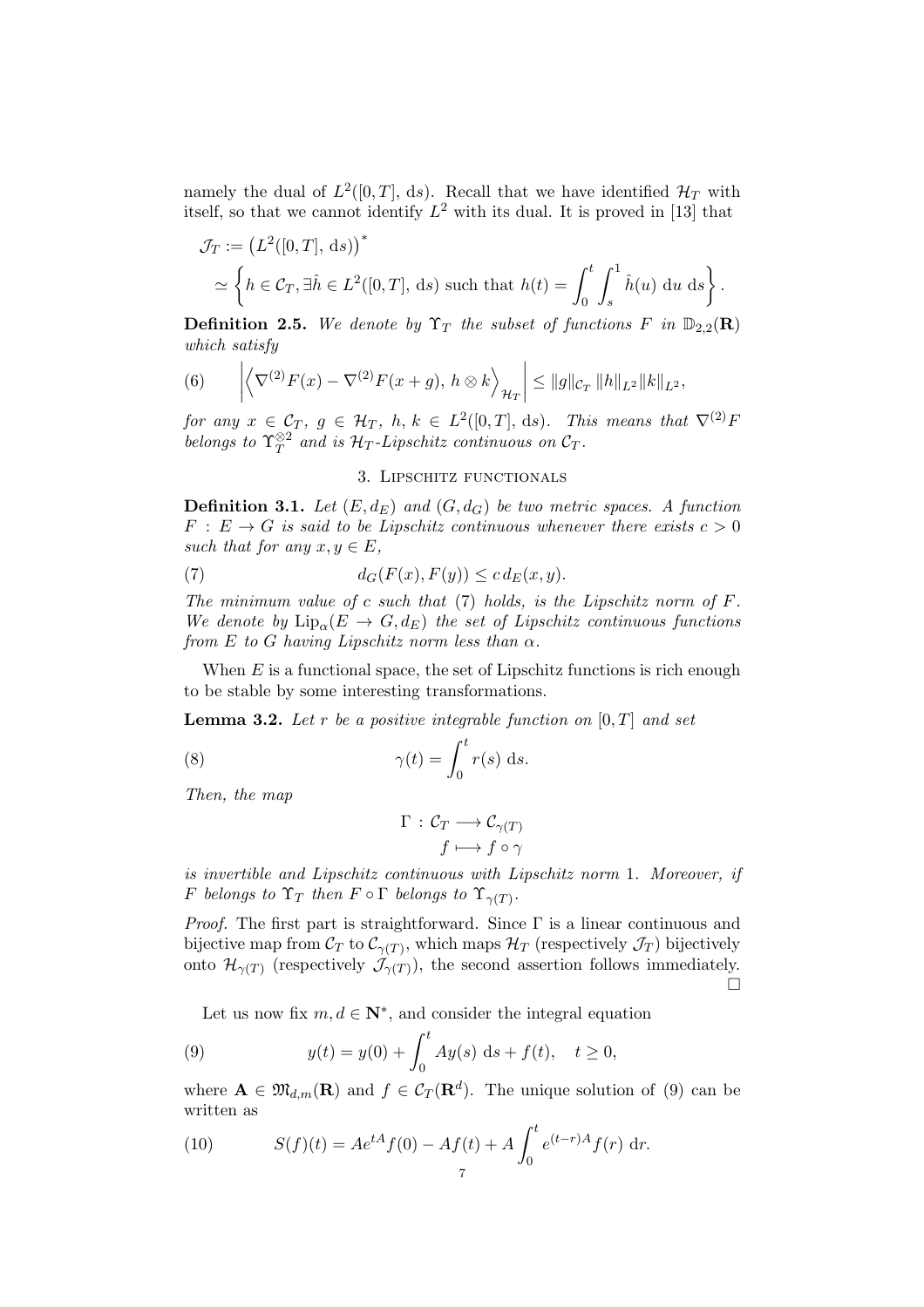namely the dual of $L^2([0,T], \mathrm{d}s)$. Recall that we have identified $\mathcal{H}_T$ with itself, so that we cannot identify $L^2$ with its dual. It is proved in [13] that

$$\mathcal{J}_T := \left(L^2([0,T], \mathrm{d}s)\right)^* \simeq \left\{ h \in \mathcal{C}_T, \exists \hat{h} \in L^2([0,T], \mathrm{d}s) \text{ such that } h(t) = \int_0^t \int_s^1 \hat{h}(u) \, \mathrm{d}u \, \mathrm{d}s \right\}.$$

**Definition 2.5.** *We denote by $\Upsilon_T$ the subset of functions $F$ in $\mathbb{D}_{2,2}(\mathbf{R})$ which satisfy*

$$\left| \left\langle \nabla^{(2)} F(x) - \nabla^{(2)} F(x+g), \, h \otimes k \right\rangle_{\mathcal{H}_T} \right| \leq \|g\|_{\mathcal{C}_T} \, \|h\|_{L^2} \|k\|_{L^2}, \tag{6}$$

*for any $x \in \mathcal{C}_T$, $g \in \mathcal{H}_T$, $h, k \in L^2([0,T], \mathrm{d}s)$. This means that $\nabla^{(2)} F$ belongs to $\Upsilon_T^{\otimes 2}$ and is $\mathcal{H}_T$-Lipschitz continuous on $\mathcal{C}_T$.*

## 3. Lipschitz functionals

**Definition 3.1.** *Let $(E, d_E)$ and $(G, d_G)$ be two metric spaces. A function $F : E \to G$ is said to be Lipschitz continuous whenever there exists $c > 0$ such that for any $x, y \in E$,*

$$d_G(F(x), F(y)) \leq c \, d_E(x,y). \tag{7}$$

*The minimum value of $c$ such that (7) holds, is the Lipschitz norm of $F$. We denote by $\mathrm{Lip}_\alpha(E \to G, d_E)$ the set of Lipschitz continuous functions from $E$ to $G$ having Lipschitz norm less than $\alpha$.*

When $E$ is a functional space, the set of Lipschitz functions is rich enough to be stable by some interesting transformations.

**Lemma 3.2.** *Let $r$ be a positive integrable function on $[0,T]$ and set*

$$\gamma(t) = \int_0^t r(s) \, \mathrm{d}s. \tag{8}$$

*Then, the map*

$$\Gamma : \mathcal{C}_T \longrightarrow \mathcal{C}_{\gamma(T)}$$
$$f \longmapsto f \circ \gamma$$

*is invertible and Lipschitz continuous with Lipschitz norm 1. Moreover, if $F$ belongs to $\Upsilon_T$ then $F \circ \Gamma$ belongs to $\Upsilon_{\gamma(T)}$.*

*Proof.* The first part is straightforward. Since $\Gamma$ is a linear continuous and bijective map from $\mathcal{C}_T$ to $\mathcal{C}_{\gamma(T)}$, which maps $\mathcal{H}_T$ (respectively $\mathcal{J}_T$) bijectively onto $\mathcal{H}_{\gamma(T)}$ (respectively $\mathcal{J}_{\gamma(T)}$), the second assertion follows immediately. □

Let us now fix $m, d \in \mathbf{N}^*$, and consider the integral equation

$$y(t) = y(0) + \int_0^t Ay(s) \, \mathrm{d}s + f(t), \quad t \geq 0, \tag{9}$$

where $\mathbf{A} \in \mathfrak{M}_{d,m}(\mathbf{R})$ and $f \in \mathcal{C}_T(\mathbf{R}^d)$. The unique solution of (9) can be written as

$$S(f)(t) = Ae^{tA} f(0) - Af(t) + A \int_0^t e^{(t-r)A} f(r) \, \mathrm{d}r. \tag{10}$$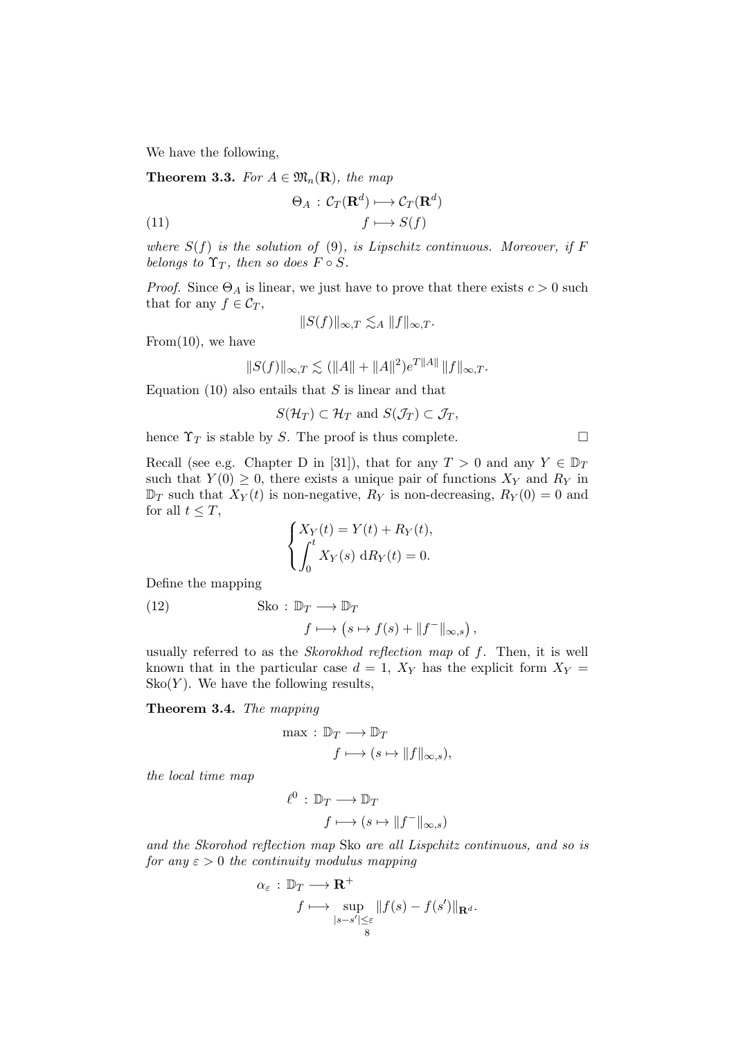We have the following,

**Theorem 3.3.** *For $A \in \mathfrak{M}_n(\mathbf{R})$, the map*

$$\begin{aligned} \Theta_A \,:\, \mathcal{C}_T(\mathbf{R}^d) &\longmapsto \mathcal{C}_T(\mathbf{R}^d) \\ f &\longmapsto S(f) \end{aligned} \tag{11}$$

*where $S(f)$ is the solution of* (9)*, is Lipschitz continuous. Moreover, if $F$ belongs to $\Upsilon_T$, then so does $F \circ S$.*

*Proof.* Since $\Theta_A$ is linear, we just have to prove that there exists $c > 0$ such that for any $f \in \mathcal{C}_T$,

$$\|S(f)\|_{\infty,T} \lesssim_A \|f\|_{\infty,T}.$$

From(10), we have

$$\|S(f)\|_{\infty,T} \lesssim (\|A\| + \|A\|^2) e^{T\|A\|} \|f\|_{\infty,T}.$$

Equation (10) also entails that $S$ is linear and that

$$S(\mathcal{H}_T) \subset \mathcal{H}_T \text{ and } S(\mathcal{J}_T) \subset \mathcal{J}_T,$$

hence $\Upsilon_T$ is stable by $S$. The proof is thus complete. $\square$

Recall (see e.g. Chapter D in [31]), that for any $T > 0$ and any $Y \in \mathbb{D}_T$ such that $Y(0) \geq 0$, there exists a unique pair of functions $X_Y$ and $R_Y$ in $\mathbb{D}_T$ such that $X_Y(t)$ is non-negative, $R_Y$ is non-decreasing, $R_Y(0) = 0$ and for all $t \leq T$,

$$\begin{cases} X_Y(t) = Y(t) + R_Y(t), \\ \displaystyle\int_0^t X_Y(s) \, \mathrm{d}R_Y(t) = 0. \end{cases}$$

Define the mapping

$$\begin{aligned} \text{Sko} \,:\, \mathbb{D}_T &\longrightarrow \mathbb{D}_T \\ f &\longmapsto \left(s \mapsto f(s) + \|f^-\|_{\infty,s}\right), \end{aligned} \tag{12}$$

usually referred to as the *Skorokhod reflection map* of $f$. Then, it is well known that in the particular case $d = 1$, $X_Y$ has the explicit form $X_Y = \text{Sko}(Y)$. We have the following results,

**Theorem 3.4.** *The mapping*

$$\begin{aligned} \max \,:\, \mathbb{D}_T &\longrightarrow \mathbb{D}_T \\ f &\longmapsto (s \mapsto \|f\|_{\infty,s}), \end{aligned}$$

*the local time map*

$$\begin{aligned} \ell^0 \,:\, \mathbb{D}_T &\longrightarrow \mathbb{D}_T \\ f &\longmapsto (s \mapsto \|f^-\|_{\infty,s}) \end{aligned}$$

*and the Skorohod reflection map* Sko *are all Lispchitz continuous, and so is for any $\varepsilon > 0$ the continuity modulus mapping*

$$\begin{aligned} \alpha_\varepsilon \,:\, \mathbb{D}_T &\longrightarrow \mathbf{R}^+ \\ f &\longmapsto \sup_{|s-s'| \leq \varepsilon} \|f(s) - f(s')\|_{\mathbf{R}^d}. \end{aligned}$$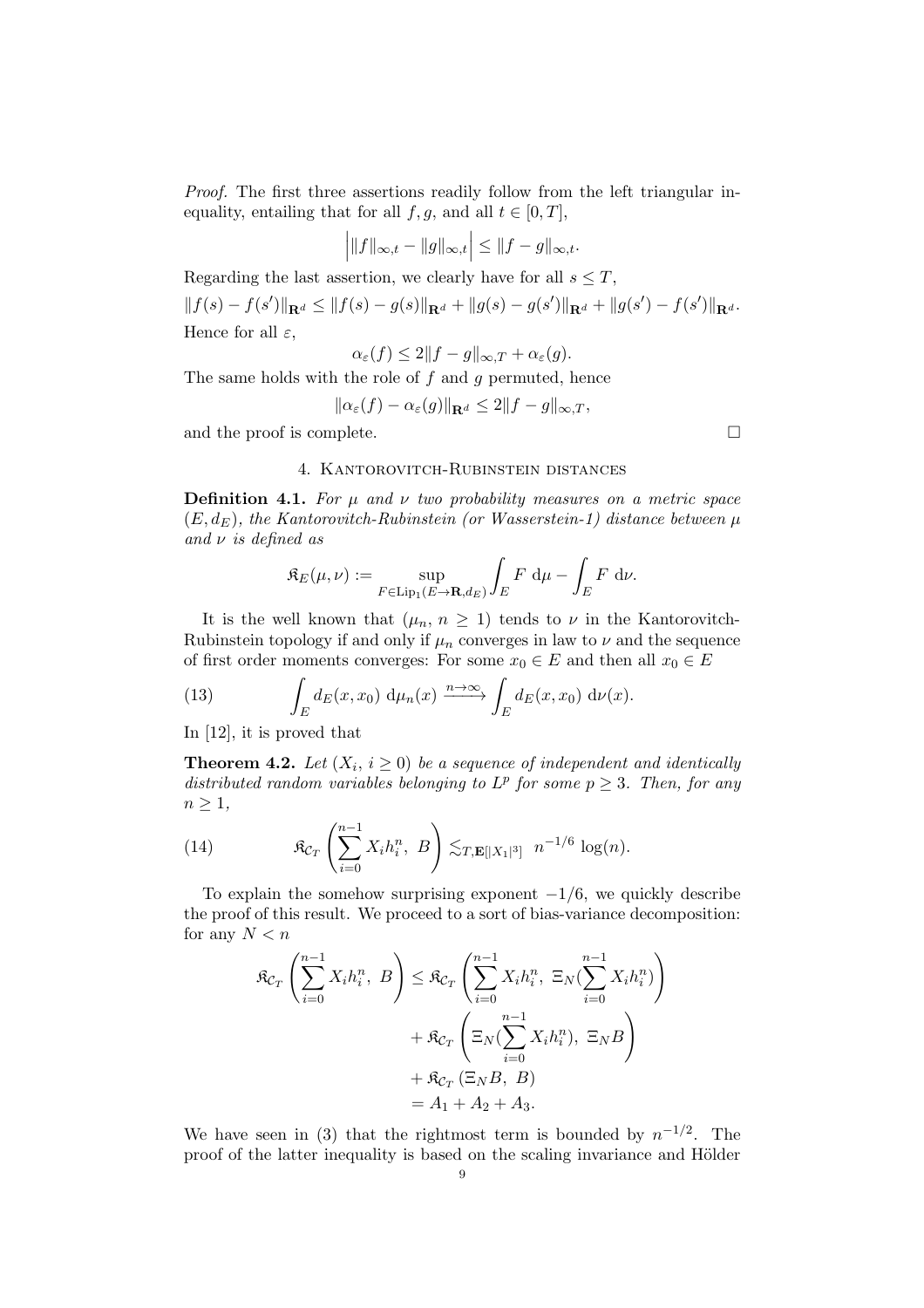*Proof.* The first three assertions readily follow from the left triangular inequality, entailing that for all $f, g$, and all $t \in [0, T]$,

$$\Big| \|f\|_{\infty,t} - \|g\|_{\infty,t} \Big| \le \|f - g\|_{\infty,t}.$$

Regarding the last assertion, we clearly have for all $s \le T$,

$$\|f(s) - f(s')\|_{\mathbf{R}^d} \le \|f(s) - g(s)\|_{\mathbf{R}^d} + \|g(s) - g(s')\|_{\mathbf{R}^d} + \|g(s') - f(s')\|_{\mathbf{R}^d}.$$

Hence for all $\varepsilon$,

$$\alpha_\varepsilon(f) \le 2\|f - g\|_{\infty,T} + \alpha_\varepsilon(g).$$

The same holds with the role of $f$ and $g$ permuted, hence

$$\|\alpha_\varepsilon(f) - \alpha_\varepsilon(g)\|_{\mathbf{R}^d} \le 2\|f - g\|_{\infty,T},$$

and the proof is complete. □

## 4. Kantorovitch-Rubinstein distances

**Definition 4.1.** *For $\mu$ and $\nu$ two probability measures on a metric space $(E, d_E)$, the Kantorovitch-Rubinstein (or Wasserstein-1) distance between $\mu$ and $\nu$ is defined as*

$$\mathfrak{K}_E(\mu, \nu) := \sup_{F \in \mathrm{Lip}_1(E \to \mathbf{R}, d_E)} \int_E F \, \mathrm{d}\mu - \int_E F \, \mathrm{d}\nu.$$

It is the well known that $(\mu_n, n \ge 1)$ tends to $\nu$ in the Kantorovitch-Rubinstein topology if and only if $\mu_n$ converges in law to $\nu$ and the sequence of first order moments converges: For some $x_0 \in E$ and then all $x_0 \in E$

$$\int_E d_E(x, x_0) \, \mathrm{d}\mu_n(x) \xrightarrow{n \to \infty} \int_E d_E(x, x_0) \, \mathrm{d}\nu(x). \tag{13}$$

In [12], it is proved that

**Theorem 4.2.** *Let $(X_i, i \ge 0)$ be a sequence of independent and identically distributed random variables belonging to $L^p$ for some $p \ge 3$. Then, for any $n \ge 1$,*

$$\mathfrak{K}_{\mathcal{C}_T}\left(\sum_{i=0}^{n-1} X_i h_i^n, \ B\right) \lesssim_{T, \mathbf{E}[|X_1|^3]} n^{-1/6} \log(n). \tag{14}$$

To explain the somehow surprising exponent $-1/6$, we quickly describe the proof of this result. We proceed to a sort of bias-variance decomposition: for any $N < n$

$$\begin{aligned}
\mathfrak{K}_{\mathcal{C}_T}\left(\sum_{i=0}^{n-1} X_i h_i^n, \ B\right) &\le \mathfrak{K}_{\mathcal{C}_T}\left(\sum_{i=0}^{n-1} X_i h_i^n, \ \Xi_N(\sum_{i=0}^{n-1} X_i h_i^n)\right) \\
&\quad + \mathfrak{K}_{\mathcal{C}_T}\left(\Xi_N(\sum_{i=0}^{n-1} X_i h_i^n), \ \Xi_N B\right) \\
&\quad + \mathfrak{K}_{\mathcal{C}_T}\left(\Xi_N B, \ B\right) \\
&= A_1 + A_2 + A_3.
\end{aligned}$$

We have seen in (3) that the rightmost term is bounded by $n^{-1/2}$. The proof of the latter inequality is based on the scaling invariance and Hölder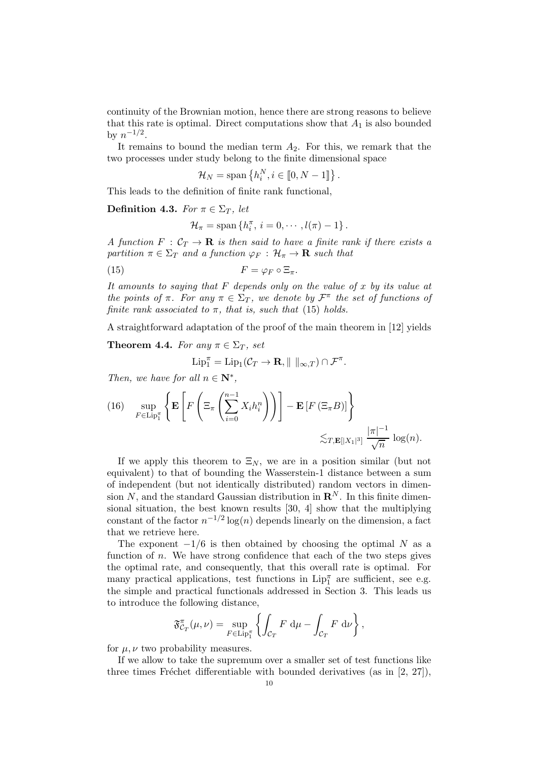continuity of the Brownian motion, hence there are strong reasons to believe that this rate is optimal. Direct computations show that $A_1$ is also bounded by $n^{-1/2}$.

It remains to bound the median term $A_2$. For this, we remark that the two processes under study belong to the finite dimensional space

$$\mathcal{H}_N = \operatorname{span}\left\{h_i^N, i \in [\![0, N-1]\!]\right\}.$$

This leads to the definition of finite rank functional,

**Definition 4.3.** *For $\pi \in \Sigma_T$, let*

$$\mathcal{H}_\pi = \operatorname{span}\left\{h_i^\pi,\ i = 0, \cdots, l(\pi) - 1\right\}.$$

*A function $F : \mathcal{C}_T \to \mathbf{R}$ is then said to have a finite rank if there exists a partition $\pi \in \Sigma_T$ and a function $\varphi_F : \mathcal{H}_\pi \to \mathbf{R}$ such that*

$$F = \varphi_F \circ \Xi_\pi. \tag{15}$$

*It amounts to saying that $F$ depends only on the value of $x$ by its value at the points of $\pi$. For any $\pi \in \Sigma_T$, we denote by $\mathcal{F}^\pi$ the set of functions of finite rank associated to $\pi$, that is, such that (15) holds.*

A straightforward adaptation of the proof of the main theorem in [12] yields

**Theorem 4.4.** *For any $\pi \in \Sigma_T$, set*

$$\operatorname{Lip}_1^\pi = \operatorname{Lip}_1(\mathcal{C}_T \to \mathbf{R}, \|\ \|_{\infty,T}) \cap \mathcal{F}^\pi.$$

*Then, we have for all $n \in \mathbf{N}^*$,*

$$\sup_{F \in \operatorname{Lip}_1^\pi} \left\{ \mathbf{E}\left[ F\left( \Xi_\pi \left( \sum_{i=0}^{n-1} X_i h_i^n \right)\right)\right] - \mathbf{E}\left[F\left(\Xi_\pi B\right)\right] \right\} \lesssim_{T, \mathbf{E}[|X_1|^3]} \frac{|\pi|^{-1}}{\sqrt{n}} \log(n). \tag{16}$$

If we apply this theorem to $\Xi_N$, we are in a position similar (but not equivalent) to that of bounding the Wasserstein-1 distance between a sum of independent (but not identically distributed) random vectors in dimension $N$, and the standard Gaussian distribution in $\mathbf{R}^N$. In this finite dimensional situation, the best known results [30, 4] show that the multiplying constant of the factor $n^{-1/2}\log(n)$ depends linearly on the dimension, a fact that we retrieve here.

The exponent $-1/6$ is then obtained by choosing the optimal $N$ as a function of $n$. We have strong confidence that each of the two steps gives the optimal rate, and consequently, that this overall rate is optimal. For many practical applications, test functions in $\operatorname{Lip}_1^\pi$ are sufficient, see e.g. the simple and practical functionals addressed in Section 3. This leads us to introduce the following distance,

$$\mathfrak{F}_{\mathcal{C}_T}^\pi(\mu, \nu) = \sup_{F \in \operatorname{Lip}_1^\pi} \left\{ \int_{\mathcal{C}_T} F \ \mathrm{d}\mu - \int_{\mathcal{C}_T} F \ \mathrm{d}\nu \right\},$$

for $\mu, \nu$ two probability measures.

If we allow to take the supremum over a smaller set of test functions like three times Fréchet differentiable with bounded derivatives (as in [2, 27]),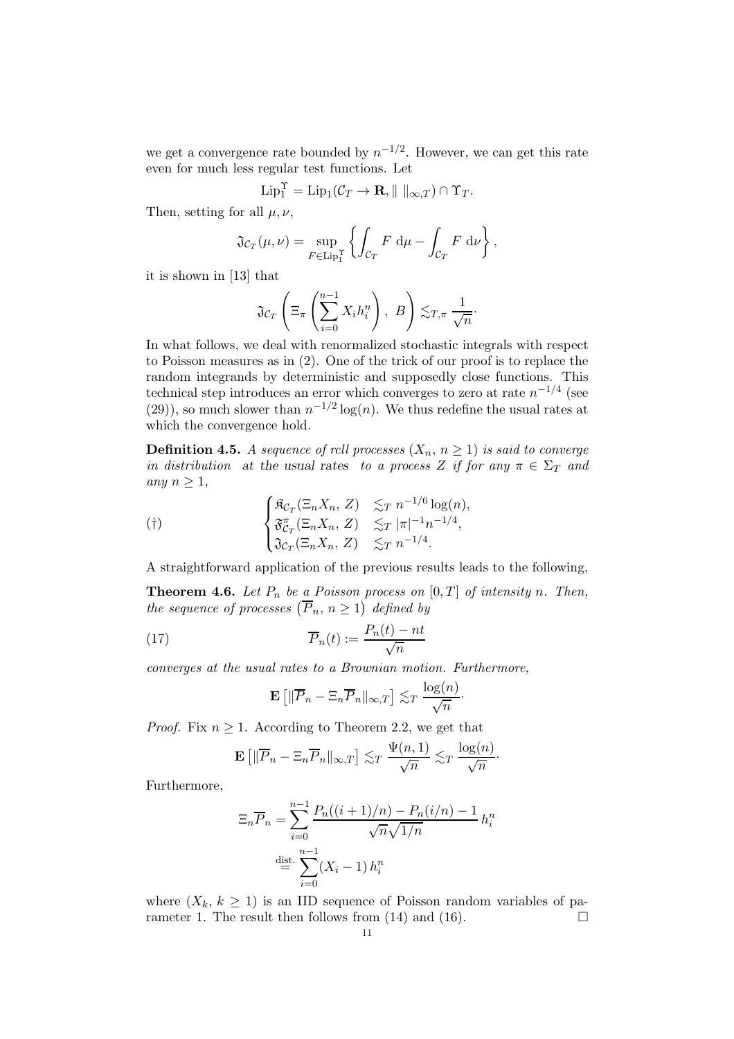we get a convergence rate bounded by $n^{-1/2}$. However, we can get this rate even for much less regular test functions. Let

$$\mathrm{Lip}_1^{\Upsilon} = \mathrm{Lip}_1(\mathcal{C}_T \to \mathbf{R}, \| \ \|_{\infty,T}) \cap \Upsilon_T.$$

Then, setting for all $\mu, \nu$,

$$\mathfrak{J}_{\mathcal{C}_T}(\mu,\nu) = \sup_{F \in \mathrm{Lip}_1^{\Upsilon}} \left\{ \int_{\mathcal{C}_T} F \ \mathrm{d}\mu - \int_{\mathcal{C}_T} F \ \mathrm{d}\nu \right\},$$

it is shown in [13] that

$$\mathfrak{J}_{\mathcal{C}_T}\left( \Xi_\pi \left( \sum_{i=0}^{n-1} X_i h_i^n \right), \ B \right) \lesssim_{T,\pi} \frac{1}{\sqrt{n}}.$$

In what follows, we deal with renormalized stochastic integrals with respect to Poisson measures as in (2). One of the trick of our proof is to replace the random integrands by deterministic and supposedly close functions. This technical step introduces an error which converges to zero at rate $n^{-1/4}$ (see (29)), so much slower than $n^{-1/2}\log(n)$. We thus redefine the usual rates at which the convergence hold.

**Definition 4.5.** *A sequence of rcll processes $(X_n, \, n \ge 1)$ is said to converge in distribution at the usual rates to a process $Z$ if for any $\pi \in \Sigma_T$ and any $n \ge 1$,*

$$(\dagger) \qquad \begin{cases} \mathfrak{K}_{\mathcal{C}_T}(\Xi_n X_n, \, Z) & \lesssim_T n^{-1/6}\log(n), \\ \mathfrak{F}^{\pi}_{\mathcal{C}_T}(\Xi_n X_n, \, Z) & \lesssim_T |\pi|^{-1} n^{-1/4}, \\ \mathfrak{J}_{\mathcal{C}_T}(\Xi_n X_n, \, Z) & \lesssim_T n^{-1/4}. \end{cases}$$

A straightforward application of the previous results leads to the following,

**Theorem 4.6.** *Let $P_n$ be a Poisson process on $[0,T]$ of intensity $n$. Then, the sequence of processes $\left(\overline{P}_n, \, n \ge 1\right)$ defined by*

$$\overline{P}_n(t) := \frac{P_n(t) - nt}{\sqrt{n}} \tag{17}$$

*converges at the usual rates to a Brownian motion. Furthermore,*

$$\mathbf{E}\left[ \|\overline{P}_n - \Xi_n \overline{P}_n\|_{\infty,T} \right] \lesssim_T \frac{\log(n)}{\sqrt{n}}.$$

*Proof.* Fix $n \ge 1$. According to Theorem 2.2, we get that

$$\mathbf{E}\left[ \|\overline{P}_n - \Xi_n \overline{P}_n\|_{\infty,T} \right] \lesssim_T \frac{\Psi(n,1)}{\sqrt{n}} \lesssim_T \frac{\log(n)}{\sqrt{n}}.$$

Furthermore,

$$\begin{aligned} \Xi_n \overline{P}_n &= \sum_{i=0}^{n-1} \frac{P_n((i+1)/n) - P_n(i/n) - 1}{\sqrt{n}\sqrt{1/n}} \, h_i^n \\ &\overset{\text{dist.}}{=} \sum_{i=0}^{n-1} (X_i - 1)\, h_i^n \end{aligned}$$

where $(X_k, \, k \ge 1)$ is an IID sequence of Poisson random variables of parameter 1. The result then follows from (14) and (16). $\square$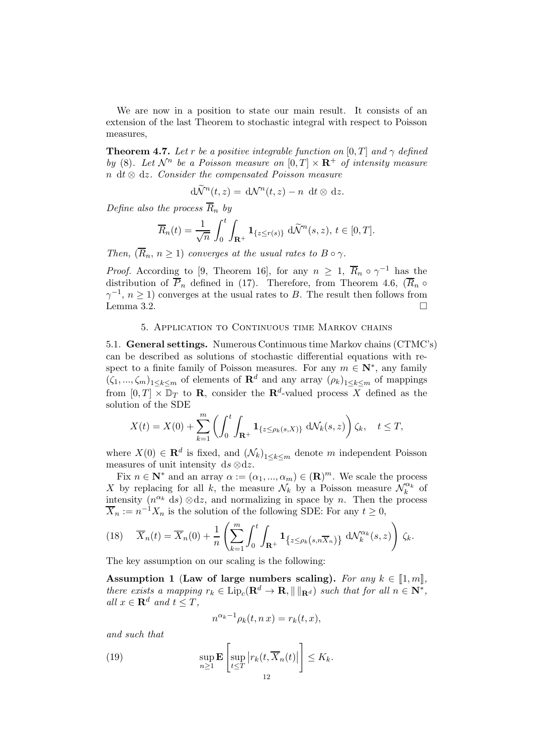We are now in a position to state our main result. It consists of an extension of the last Theorem to stochastic integral with respect to Poisson measures,

**Theorem 4.7.** *Let $r$ be a positive integrable function on $[0,T]$ and $\gamma$ defined by (8). Let $\mathcal{N}^n$ be a Poisson measure on $[0,T]\times\mathbf{R}^+$ of intensity measure $n\ \mathrm{d}t\otimes\mathrm{d}z$. Consider the compensated Poisson measure*

$$\mathrm{d}\widetilde{\mathcal{N}}^n(t,z) = \mathrm{d}\mathcal{N}^n(t,z) - n\ \mathrm{d}t\otimes\mathrm{d}z.$$

*Define also the process $\overline{R}_n$ by*

$$\overline{R}_n(t) = \frac{1}{\sqrt{n}}\int_0^t\int_{\mathbf{R}^+}\mathbf{1}_{\{z\le r(s)\}}\ \mathrm{d}\widetilde{\mathcal{N}}^n(s,z),\ t\in[0,T].$$

*Then, $(\overline{R}_n,\ n\ge 1)$ converges at the usual rates to $B\circ\gamma$.*

*Proof.* According to [9, Theorem 16], for any $n\ge 1$, $\overline{R}_n\circ\gamma^{-1}$ has the distribution of $\overline{P}_n$ defined in (17). Therefore, from Theorem 4.6, $(\overline{R}_n\circ\gamma^{-1},\ n\ge 1)$ converges at the usual rates to $B$. The result then follows from Lemma 3.2. □

## 5. Application to Continuous time Markov chains

**5.1. General settings.** Numerous Continuous time Markov chains (CTMC's) can be described as solutions of stochastic differential equations with respect to a finite family of Poisson measures. For any $m\in\mathbf{N}^*$, any family $(\zeta_1,...,\zeta_m)_{1\le k\le m}$ of elements of $\mathbf{R}^d$ and any array $(\rho_k)_{1\le k\le m}$ of mappings from $[0,T]\times\mathbb{D}_T$ to $\mathbf{R}$, consider the $\mathbf{R}^d$-valued process $X$ defined as the solution of the SDE

$$X(t) = X(0) + \sum_{k=1}^m\left(\int_0^t\int_{\mathbf{R}^+}\mathbf{1}_{\{z\le\rho_k(s,X)\}}\ \mathrm{d}\mathcal{N}_k(s,z)\right)\zeta_k,\quad t\le T,$$

where $X(0)\in\mathbf{R}^d$ is fixed, and $(\mathcal{N}_k)_{1\le k\le m}$ denote $m$ independent Poisson measures of unit intensity $\mathrm{d}s\otimes\mathrm{d}z$.

Fix $n\in\mathbf{N}^*$ and an array $\alpha := (\alpha_1,...,\alpha_m)\in(\mathbf{R})^m$. We scale the process $X$ by replacing for all $k$, the measure $\mathcal{N}_k$ by a Poisson measure $\mathcal{N}_k^{\alpha_k}$ of intensity $(n^{\alpha_k}\ \mathrm{d}s)\otimes\mathrm{d}z$, and normalizing in space by $n$. Then the process $\overline{X}_n := n^{-1}X_n$ is the solution of the following SDE: For any $t\ge 0$,

$$\overline{X}_n(t) = \overline{X}_n(0) + \frac{1}{n}\left(\sum_{k=1}^m\int_0^t\int_{\mathbf{R}^+}\mathbf{1}_{\{z\le\rho_k(s,n\overline{X}_n)\}}\ \mathrm{d}\mathcal{N}_k^{\alpha_k}(s,z)\right)\zeta_k. \tag{18}$$

The key assumption on our scaling is the following:

**Assumption 1** (**Law of large numbers scaling**). *For any $k\in[\![1,m]\!]$, there exists a mapping $r_k\in\mathrm{Lip}_c(\mathbf{R}^d\to\mathbf{R},\|\ \|_{\mathbf{R}^d})$ such that for all $n\in\mathbf{N}^*$, all $x\in\mathbf{R}^d$ and $t\le T$,*

$$n^{\alpha_k-1}\rho_k(t,n\,x) = r_k(t,x),$$

*and such that*

$$\sup_{n\ge 1}\mathbf{E}\left[\sup_{t\le T}\left|r_k(t,\overline{X}_n(t))\right|\right]\le K_k. \tag{19}$$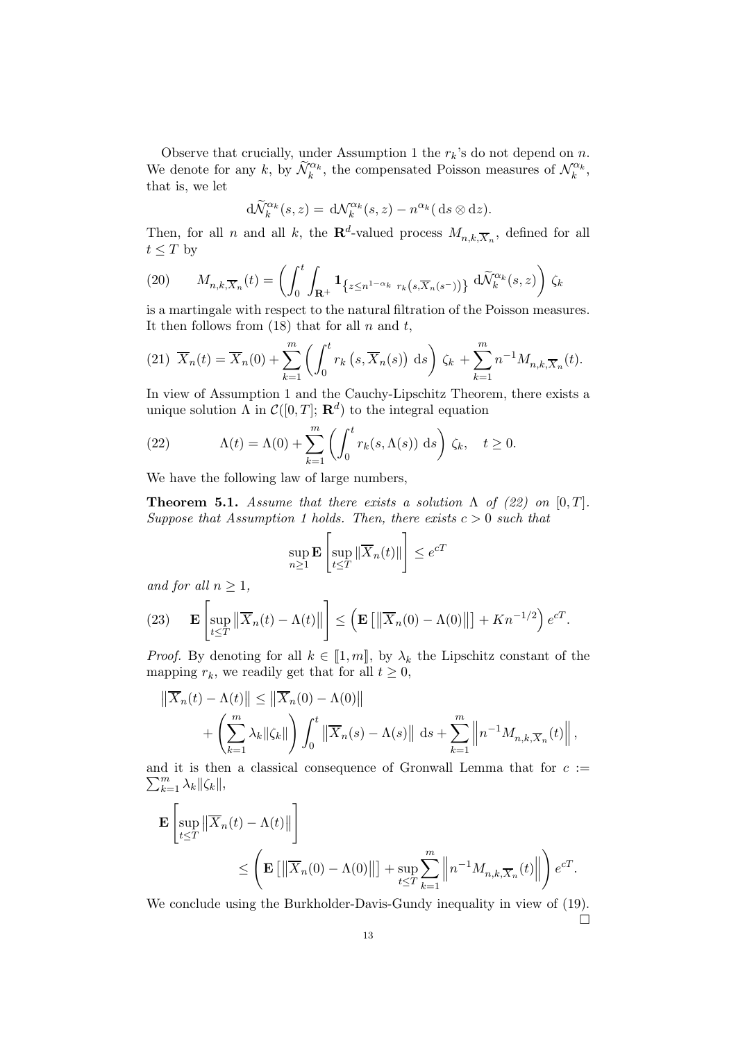Observe that crucially, under Assumption 1 the $r_k$'s do not depend on $n$. We denote for any $k$, by $\widetilde{\mathcal{N}}_k^{\alpha_k}$, the compensated Poisson measures of $\mathcal{N}_k^{\alpha_k}$, that is, we let

$$\mathrm{d}\widetilde{\mathcal{N}}_k^{\alpha_k}(s,z) = \mathrm{d}\mathcal{N}_k^{\alpha_k}(s,z) - n^{\alpha_k}(\mathrm{d}s \otimes \mathrm{d}z).$$

Then, for all $n$ and all $k$, the $\mathbf{R}^d$-valued process $M_{n,k,\overline{X}_n}$, defined for all $t \leq T$ by

$$M_{n,k,\overline{X}_n}(t) = \left( \int_0^t \int_{\mathbf{R}^+} \mathbf{1}_{\left\{z \leq n^{1-\alpha_k}\ r_k\left(s,\overline{X}_n(s^-)\right)\right\}}\ \mathrm{d}\widetilde{\mathcal{N}}_k^{\alpha_k}(s,z) \right) \zeta_k \tag{20}$$

is a martingale with respect to the natural filtration of the Poisson measures. It then follows from (18) that for all $n$ and $t$,

$$\overline{X}_n(t) = \overline{X}_n(0) + \sum_{k=1}^m \left( \int_0^t r_k\left(s,\overline{X}_n(s)\right)\,\mathrm{d}s \right) \zeta_k + \sum_{k=1}^m n^{-1} M_{n,k,\overline{X}_n}(t). \tag{21}$$

In view of Assumption 1 and the Cauchy-Lipschitz Theorem, there exists a unique solution $\Lambda$ in $\mathcal{C}([0,T];\,\mathbf{R}^d)$ to the integral equation

$$\Lambda(t) = \Lambda(0) + \sum_{k=1}^m \left( \int_0^t r_k(s,\Lambda(s))\,\mathrm{d}s \right) \zeta_k, \quad t \geq 0. \tag{22}$$

We have the following law of large numbers,

**Theorem 5.1.** *Assume that there exists a solution $\Lambda$ of (22) on $[0,T]$. Suppose that Assumption 1 holds. Then, there exists $c > 0$ such that*

$$\sup_{n \geq 1} \mathbf{E}\left[\sup_{t \leq T} \|\overline{X}_n(t)\|\right] \leq e^{cT}$$

*and for all $n \geq 1$,*

$$\mathbf{E}\left[\sup_{t \leq T} \left\|\overline{X}_n(t) - \Lambda(t)\right\|\right] \leq \left( \mathbf{E}\left[\left\|\overline{X}_n(0) - \Lambda(0)\right\|\right] + Kn^{-1/2} \right) e^{cT}. \tag{23}$$

*Proof.* By denoting for all $k \in [\![1,m]\!]$, by $\lambda_k$ the Lipschitz constant of the mapping $r_k$, we readily get that for all $t \geq 0$,

$$\begin{aligned}\left\|\overline{X}_n(t) - \Lambda(t)\right\| &\leq \left\|\overline{X}_n(0) - \Lambda(0)\right\| \\ &\quad + \left( \sum_{k=1}^m \lambda_k \|\zeta_k\| \right) \int_0^t \left\|\overline{X}_n(s) - \Lambda(s)\right\|\,\mathrm{d}s + \sum_{k=1}^m \left\| n^{-1} M_{n,k,\overline{X}_n}(t) \right\|,\end{aligned}$$

and it is then a classical consequence of Gronwall Lemma that for $c := \sum_{k=1}^m \lambda_k \|\zeta_k\|$,

$$\begin{aligned}&\mathbf{E}\left[\sup_{t \leq T} \left\|\overline{X}_n(t) - \Lambda(t)\right\|\right] \\ &\qquad \leq \left( \mathbf{E}\left[\left\|\overline{X}_n(0) - \Lambda(0)\right\|\right] + \sup_{t \leq T} \sum_{k=1}^m \left\| n^{-1} M_{n,k,\overline{X}_n}(t) \right\| \right) e^{cT}.\end{aligned}$$

We conclude using the Burkholder-Davis-Gundy inequality in view of (19). $\square$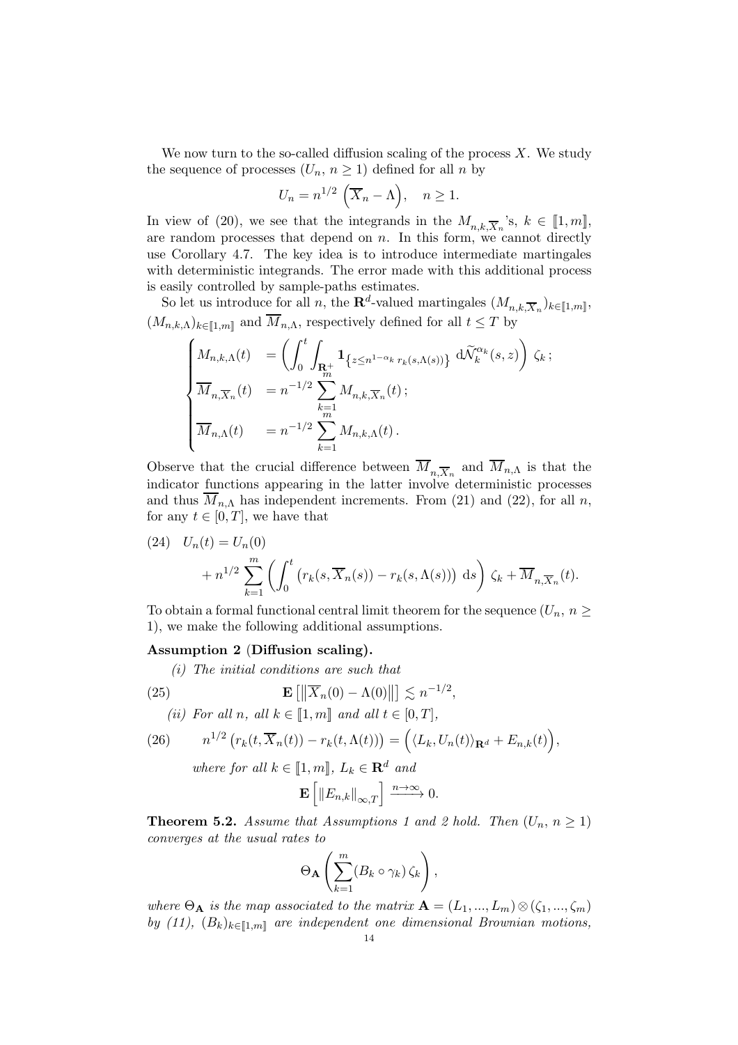We now turn to the so-called diffusion scaling of the process $X$. We study the sequence of processes $(U_n,\ n \geq 1)$ defined for all $n$ by

$$U_n = n^{1/2}\ \left(\overline{X}_n - \Lambda\right), \quad n \geq 1.$$

In view of (20), we see that the integrands in the $M_{n,k,\overline{X}_n}$'s, $k \in [\![1,m]\!]$, are random processes that depend on $n$. In this form, we cannot directly use Corollary 4.7. The key idea is to introduce intermediate martingales with deterministic integrands. The error made with this additional process is easily controlled by sample-paths estimates.

So let us introduce for all $n$, the $\mathbf{R}^d$-valued martingales $(M_{n,k,\overline{X}_n})_{k\in[\![1,m]\!]}$, $(M_{n,k,\Lambda})_{k\in[\![1,m]\!]}$ and $\overline{M}_{n,\Lambda}$, respectively defined for all $t \leq T$ by

$$\begin{cases} M_{n,k,\Lambda}(t) &= \left(\displaystyle\int_0^t \int_{\mathbf{R}^+} \mathbf{1}_{\left\{z \leq n^{1-\alpha_k}\, r_k(s,\Lambda(s))\right\}}\ \mathrm{d}\widetilde{\mathcal{N}}_k^{\alpha_k}(s,z)\right)\ \zeta_k\,; \\ \overline{M}_{n,\overline{X}_n}(t) &= n^{-1/2} \displaystyle\sum_{k=1}^m M_{n,k,\overline{X}_n}(t)\,; \\ \overline{M}_{n,\Lambda}(t) &= n^{-1/2} \displaystyle\sum_{k=1}^m M_{n,k,\Lambda}(t)\,. \end{cases}$$

Observe that the crucial difference between $\overline{M}_{n,\overline{X}_n}$ and $\overline{M}_{n,\Lambda}$ is that the indicator functions appearing in the latter involve deterministic processes and thus $\overline{M}_{n,\Lambda}$ has independent increments. From (21) and (22), for all $n$, for any $t \in [0,T]$, we have that

$$\begin{aligned} (24)\quad U_n(t) &= U_n(0) \\ &+ n^{1/2} \sum_{k=1}^m \left(\int_0^t \left(r_k(s,\overline{X}_n(s)) - r_k(s,\Lambda(s))\right)\ \mathrm{d}s\right)\ \zeta_k + \overline{M}_{n,\overline{X}_n}(t). \end{aligned}$$

To obtain a formal functional central limit theorem for the sequence $(U_n,\ n \geq 1)$, we make the following additional assumptions.

**Assumption 2 (Diffusion scaling).**

*(i) The initial conditions are such that*

$$\mathbf{E}\left[\left\|\overline{X}_n(0) - \Lambda(0)\right\|\right] \lesssim n^{-1/2}, \tag{25}$$

*(ii) For all $n$, all $k \in [\![1,m]\!]$ and all $t \in [0,T]$,*

$$n^{1/2}\left(r_k(t,\overline{X}_n(t)) - r_k(t,\Lambda(t))\right) = \left(\langle L_k, U_n(t)\rangle_{\mathbf{R}^d} + E_{n,k}(t)\right), \tag{26}$$

*where for all $k \in [\![1,m]\!]$, $L_k \in \mathbf{R}^d$ and*

$$\mathbf{E}\left[\|E_{n,k}\|_{\infty,T}\right] \xrightarrow{n\to\infty} 0.$$

**Theorem 5.2.** *Assume that Assumptions 1 and 2 hold. Then $(U_n,\ n \geq 1)$ converges at the usual rates to*

$$\Theta_{\mathbf{A}}\left(\sum_{k=1}^m (B_k \circ \gamma_k)\,\zeta_k\right),$$

*where $\Theta_{\mathbf{A}}$ is the map associated to the matrix $\mathbf{A} = (L_1,...,L_m) \otimes (\zeta_1,...,\zeta_m)$ by (11), $(B_k)_{k\in[\![1,m]\!]}$ are independent one dimensional Brownian motions,*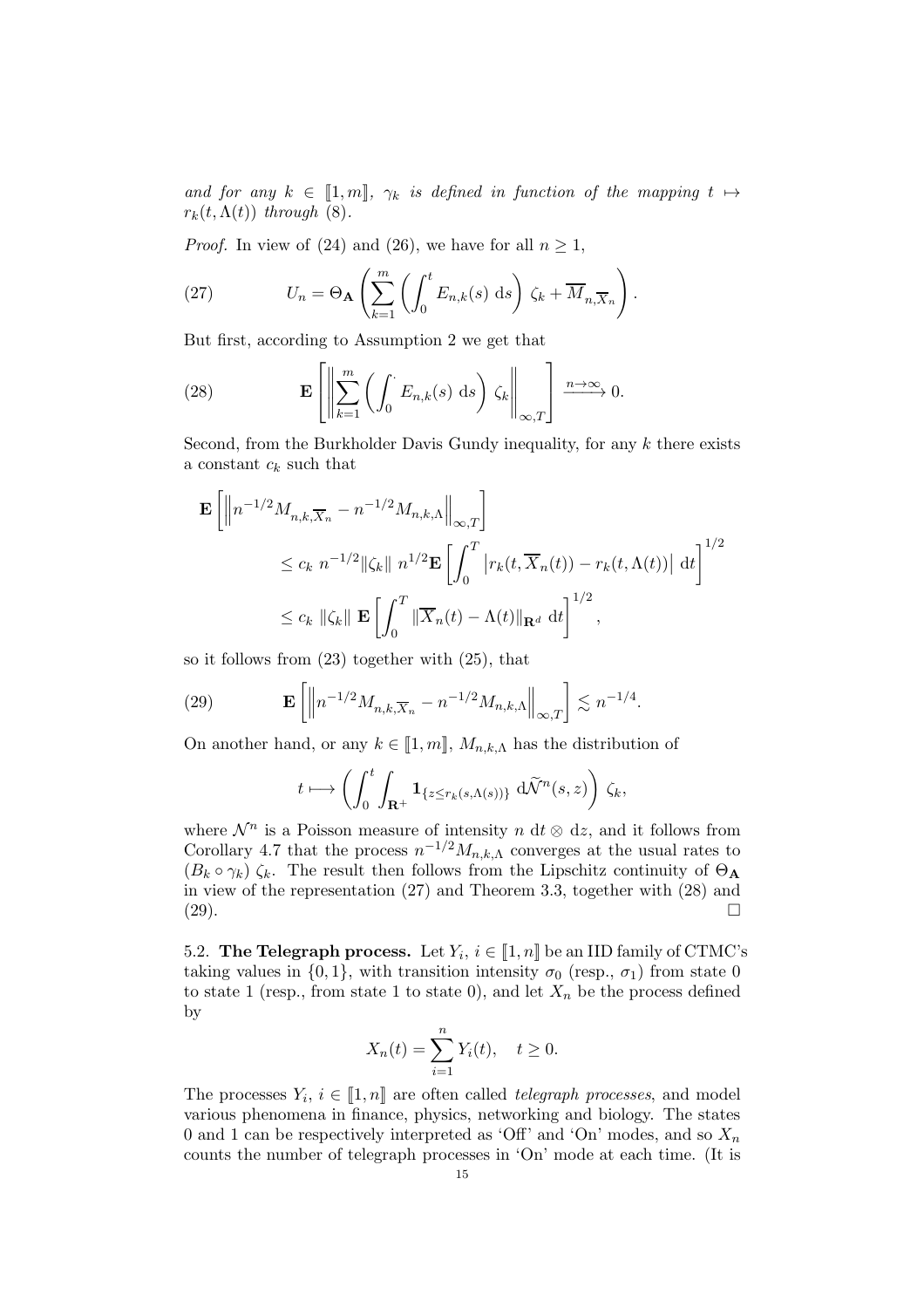*and for any $k \in [\![1,m]\!]$, $\gamma_k$ is defined in function of the mapping $t \mapsto r_k(t,\Lambda(t))$ through* (8).

*Proof.* In view of (24) and (26), we have for all $n \geq 1$,

$$U_n = \Theta_{\mathbf{A}} \left( \sum_{k=1}^{m} \left( \int_0^t E_{n,k}(s)\ \mathrm{d}s \right) \zeta_k + \overline{M}_{n,\overline{X}_n} \right). \tag{27}$$

But first, according to Assumption 2 we get that

$$\mathbf{E}\left[ \left\| \sum_{k=1}^{m} \left( \int_0^{\cdot} E_{n,k}(s)\ \mathrm{d}s \right) \zeta_k \right\|_{\infty,T} \right] \xrightarrow{n\to\infty} 0. \tag{28}$$

Second, from the Burkholder Davis Gundy inequality, for any $k$ there exists a constant $c_k$ such that

$$\begin{aligned}
\mathbf{E}&\left[ \left\| n^{-1/2} M_{n,k,\overline{X}_n} - n^{-1/2} M_{n,k,\Lambda} \right\|_{\infty,T} \right] \\
&\leq c_k\ n^{-1/2} \|\zeta_k\|\ n^{1/2} \mathbf{E}\left[ \int_0^T \left| r_k(t,\overline{X}_n(t)) - r_k(t,\Lambda(t)) \right| \mathrm{d}t \right]^{1/2} \\
&\leq c_k\ \|\zeta_k\|\ \mathbf{E}\left[ \int_0^T \|\overline{X}_n(t) - \Lambda(t)\|_{\mathbf{R}^d}\ \mathrm{d}t \right]^{1/2},
\end{aligned}$$

so it follows from (23) together with (25), that

$$\mathbf{E}\left[ \left\| n^{-1/2} M_{n,k,\overline{X}_n} - n^{-1/2} M_{n,k,\Lambda} \right\|_{\infty,T} \right] \lesssim n^{-1/4}. \tag{29}$$

On another hand, or any $k \in [\![1,m]\!]$, $M_{n,k,\Lambda}$ has the distribution of

$$t \longmapsto \left( \int_0^t \int_{\mathbf{R}^+} \mathbf{1}_{\{z \leq r_k(s,\Lambda(s))\}}\ \mathrm{d}\widetilde{\mathcal{N}}^n(s,z) \right) \zeta_k,$$

where $\mathcal{N}^n$ is a Poisson measure of intensity $n\ \mathrm{d}t \otimes \mathrm{d}z$, and it follows from Corollary 4.7 that the process $n^{-1/2} M_{n,k,\Lambda}$ converges at the usual rates to $(B_k \circ \gamma_k)\ \zeta_k$. The result then follows from the Lipschitz continuity of $\Theta_{\mathbf{A}}$ in view of the representation (27) and Theorem 3.3, together with (28) and (29). □

### 5.2. The Telegraph process.

Let $Y_i$, $i \in [\![1,n]\!]$ be an IID family of CTMC's taking values in $\{0,1\}$, with transition intensity $\sigma_0$ (resp., $\sigma_1$) from state 0 to state 1 (resp., from state 1 to state 0), and let $X_n$ be the process defined by

$$X_n(t) = \sum_{i=1}^{n} Y_i(t), \quad t \geq 0.$$

The processes $Y_i$, $i \in [\![1,n]\!]$ are often called *telegraph processes*, and model various phenomena in finance, physics, networking and biology. The states 0 and 1 can be respectively interpreted as 'Off' and 'On' modes, and so $X_n$ counts the number of telegraph processes in 'On' mode at each time. (It is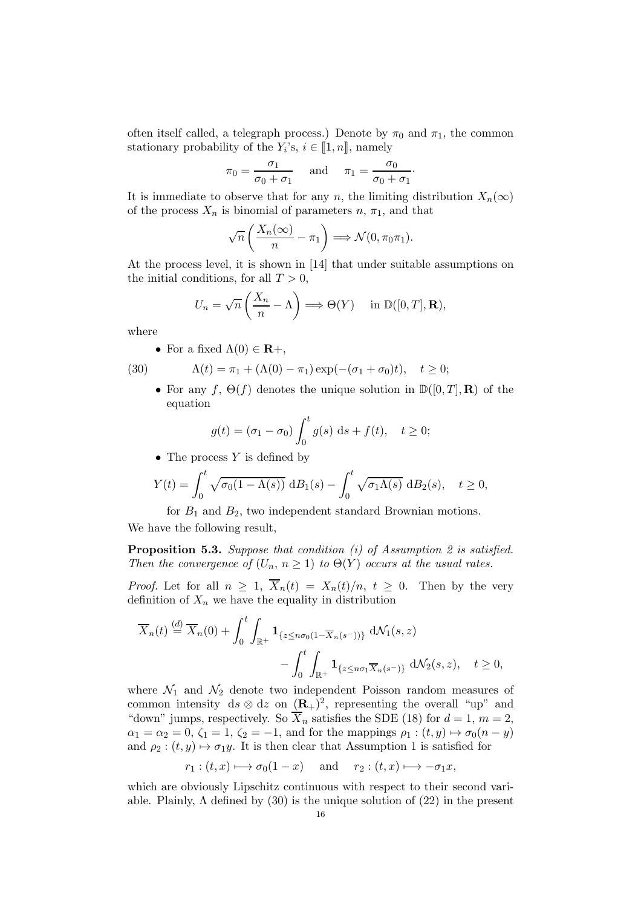often itself called, a telegraph process.) Denote by $\pi_0$ and $\pi_1$, the common stationary probability of the $Y_i$'s, $i \in [\![1, n]\!]$, namely

$$\pi_0 = \frac{\sigma_1}{\sigma_0 + \sigma_1} \quad \text{and} \quad \pi_1 = \frac{\sigma_0}{\sigma_0 + \sigma_1}\cdot$$

It is immediate to observe that for any $n$, the limiting distribution $X_n(\infty)$ of the process $X_n$ is binomial of parameters $n$, $\pi_1$, and that

$$\sqrt{n}\left(\frac{X_n(\infty)}{n} - \pi_1\right) \Longrightarrow \mathcal{N}(0, \pi_0\pi_1).$$

At the process level, it is shown in [14] that under suitable assumptions on the initial conditions, for all $T > 0$,

$$U_n = \sqrt{n}\left(\frac{X_n}{n} - \Lambda\right) \Longrightarrow \Theta(Y) \quad \text{in } \mathbb{D}([0, T], \mathbf{R}),$$

where

- For a fixed $\Lambda(0) \in \mathbf{R}+$,

$$\Lambda(t) = \pi_1 + (\Lambda(0) - \pi_1)\exp(-(\sigma_1 + \sigma_0)t), \quad t \geq 0; \tag{30}$$

- For any $f$, $\Theta(f)$ denotes the unique solution in $\mathbb{D}([0, T], \mathbf{R})$ of the equation

$$g(t) = (\sigma_1 - \sigma_0)\int_0^t g(s)\, \mathrm{d}s + f(t), \quad t \geq 0;$$

- The process $Y$ is defined by

$$Y(t) = \int_0^t \sqrt{\sigma_0(1 - \Lambda(s))}\, \mathrm{d}B_1(s) - \int_0^t \sqrt{\sigma_1\Lambda(s)}\, \mathrm{d}B_2(s), \quad t \geq 0,$$

for $B_1$ and $B_2$, two independent standard Brownian motions.

We have the following result,

**Proposition 5.3.** *Suppose that condition (i) of Assumption 2 is satisfied. Then the convergence of $(U_n, n \geq 1)$ to $\Theta(Y)$ occurs at the usual rates.*

*Proof.* Let for all $n \geq 1$, $\overline{X}_n(t) = X_n(t)/n$, $t \geq 0$. Then by the very definition of $X_n$ we have the equality in distribution

$$\overline{X}_n(t) \overset{(d)}{=} \overline{X}_n(0) + \int_0^t \int_{\mathbb{R}^+} \mathbf{1}_{\{z \leq n\sigma_0(1 - \overline{X}_n(s^-))\}}\, \mathrm{d}\mathcal{N}_1(s, z) - \int_0^t \int_{\mathbb{R}^+} \mathbf{1}_{\{z \leq n\sigma_1\overline{X}_n(s^-)\}}\, \mathrm{d}\mathcal{N}_2(s, z), \quad t \geq 0,$$

where $\mathcal{N}_1$ and $\mathcal{N}_2$ denote two independent Poisson random measures of common intensity $\mathrm{d}s \otimes \mathrm{d}z$ on $(\mathbf{R}_+)^2$, representing the overall "up" and "down" jumps, respectively. So $\overline{X}_n$ satisfies the SDE (18) for $d = 1$, $m = 2$, $\alpha_1 = \alpha_2 = 0$, $\zeta_1 = 1$, $\zeta_2 = -1$, and for the mappings $\rho_1 : (t, y) \mapsto \sigma_0(n - y)$ and $\rho_2 : (t, y) \mapsto \sigma_1 y$. It is then clear that Assumption 1 is satisfied for

$$r_1 : (t, x) \longmapsto \sigma_0(1 - x) \quad \text{and} \quad r_2 : (t, x) \longmapsto -\sigma_1 x,$$

which are obviously Lipschitz continuous with respect to their second variable. Plainly, $\Lambda$ defined by (30) is the unique solution of (22) in the present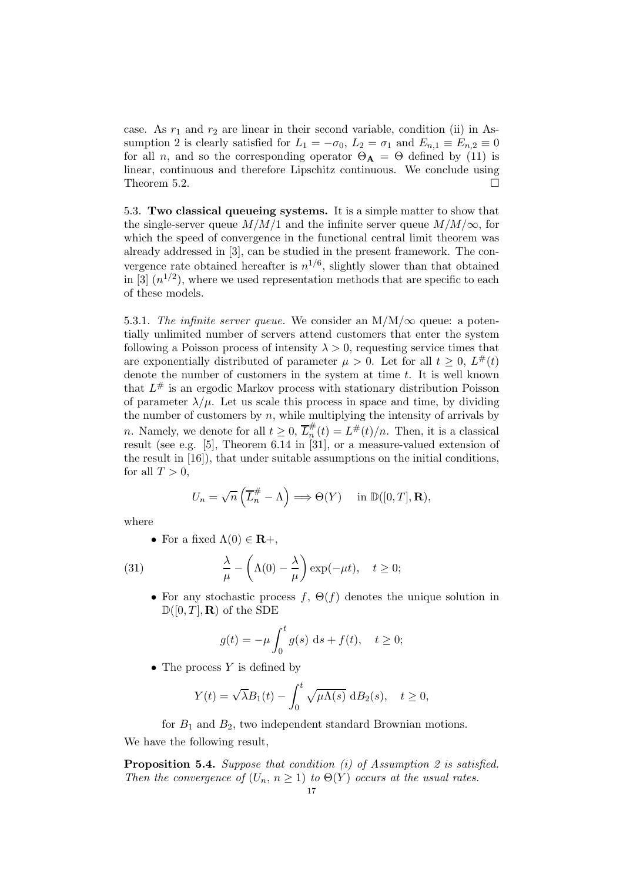case. As $r_1$ and $r_2$ are linear in their second variable, condition (ii) in Assumption 2 is clearly satisfied for $L_1 = -\sigma_0$, $L_2 = \sigma_1$ and $E_{n,1} \equiv E_{n,2} \equiv 0$ for all $n$, and so the corresponding operator $\Theta_{\mathbf{A}} = \Theta$ defined by (11) is linear, continuous and therefore Lipschitz continuous. We conclude using Theorem 5.2. □

5.3. **Two classical queueing systems.** It is a simple matter to show that the single-server queue $M/M/1$ and the infinite server queue $M/M/\infty$, for which the speed of convergence in the functional central limit theorem was already addressed in [3], can be studied in the present framework. The convergence rate obtained hereafter is $n^{1/6}$, slightly slower than that obtained in [3] ($n^{1/2}$), where we used representation methods that are specific to each of these models.

5.3.1. *The infinite server queue.* We consider an M/M/$\infty$ queue: a potentially unlimited number of servers attend customers that enter the system following a Poisson process of intensity $\lambda > 0$, requesting service times that are exponentially distributed of parameter $\mu > 0$. Let for all $t \geq 0$, $L^{\#}(t)$ denote the number of customers in the system at time $t$. It is well known that $L^{\#}$ is an ergodic Markov process with stationary distribution Poisson of parameter $\lambda/\mu$. Let us scale this process in space and time, by dividing the number of customers by $n$, while multiplying the intensity of arrivals by $n$. Namely, we denote for all $t \geq 0$, $\overline{L}_n^{\#}(t) = L^{\#}(t)/n$. Then, it is a classical result (see e.g. [5], Theorem 6.14 in [31], or a measure-valued extension of the result in [16]), that under suitable assumptions on the initial conditions, for all $T > 0$,

$$U_n = \sqrt{n}\left(\overline{L}_n^{\#} - \Lambda\right) \Longrightarrow \Theta(Y) \quad \text{ in } \mathbb{D}([0,T], \mathbf{R}),$$

where

- For a fixed $\Lambda(0) \in \mathbf{R}+$,

$$\frac{\lambda}{\mu} - \left(\Lambda(0) - \frac{\lambda}{\mu}\right)\exp(-\mu t), \quad t \geq 0; \tag{31}$$

- For any stochastic process $f$, $\Theta(f)$ denotes the unique solution in $\mathbb{D}([0,T], \mathbf{R})$ of the SDE

$$g(t) = -\mu \int_0^t g(s)\ \mathrm{d}s + f(t), \quad t \geq 0;$$

- The process $Y$ is defined by

$$Y(t) = \sqrt{\lambda}B_1(t) - \int_0^t \sqrt{\mu\Lambda(s)}\ \mathrm{d}B_2(s), \quad t \geq 0,$$

  for $B_1$ and $B_2$, two independent standard Brownian motions.

We have the following result,

**Proposition 5.4.** *Suppose that condition (i) of Assumption 2 is satisfied. Then the convergence of $(U_n, n \geq 1)$ to $\Theta(Y)$ occurs at the usual rates.*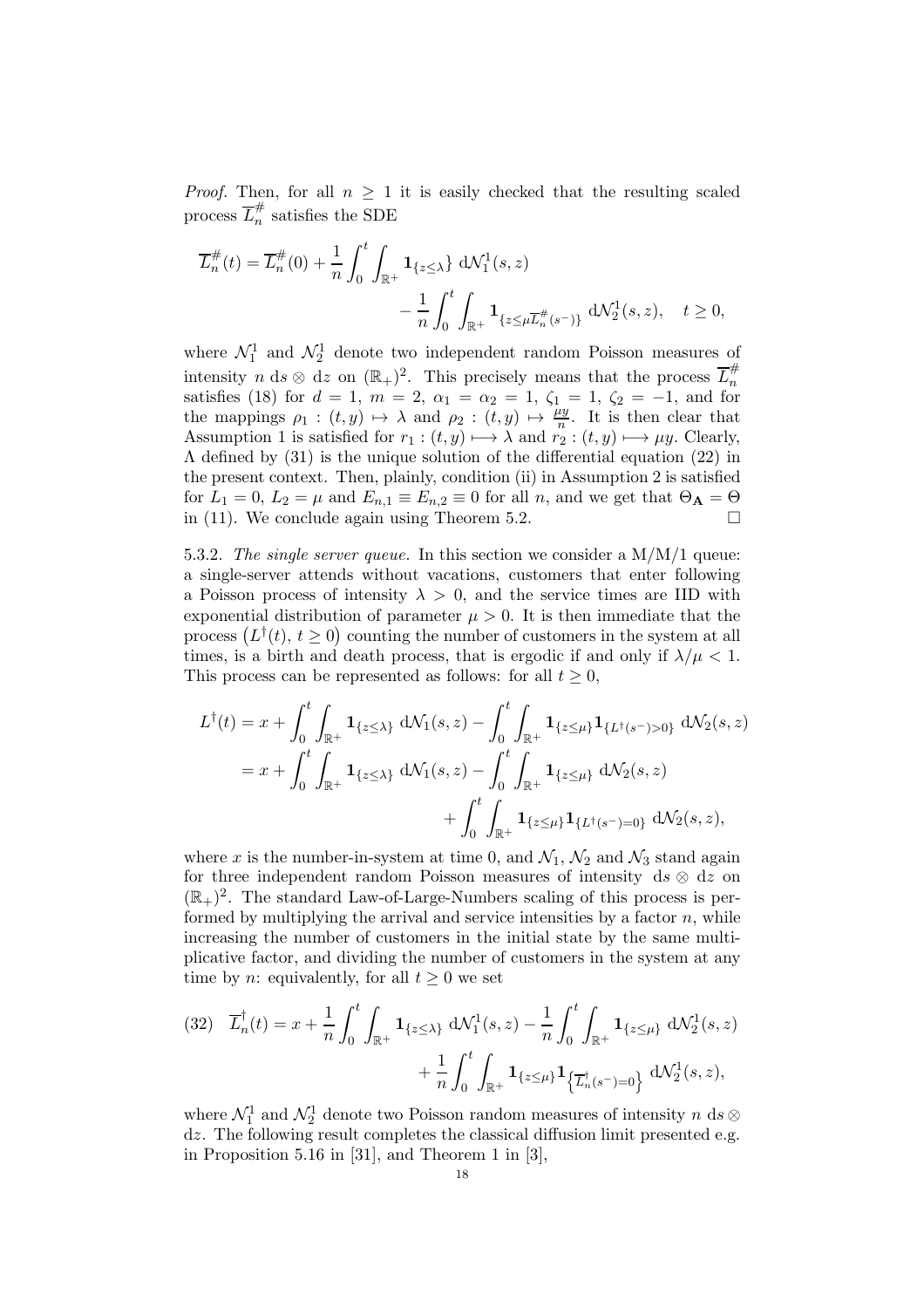*Proof.* Then, for all $n \geq 1$ it is easily checked that the resulting scaled process $\overline{L}_n^{\#}$ satisfies the SDE

$$\overline{L}_n^{\#}(t) = \overline{L}_n^{\#}(0) + \frac{1}{n}\int_0^t \int_{\mathbb{R}^+} \mathbf{1}_{\{z \leq \lambda\}} \, \mathrm{d}\mathcal{N}_1^1(s,z) \\ - \frac{1}{n}\int_0^t \int_{\mathbb{R}^+} \mathbf{1}_{\{z \leq \mu \overline{L}_n^{\#}(s^-)\}} \, \mathrm{d}\mathcal{N}_2^1(s,z), \quad t \geq 0,$$

where $\mathcal{N}_1^1$ and $\mathcal{N}_2^1$ denote two independent random Poisson measures of intensity $n \, \mathrm{d}s \otimes \mathrm{d}z$ on $(\mathbb{R}_+)^2$. This precisely means that the process $\overline{L}_n^{\#}$ satisfies (18) for $d = 1$, $m = 2$, $\alpha_1 = \alpha_2 = 1$, $\zeta_1 = 1$, $\zeta_2 = -1$, and for the mappings $\rho_1 : (t,y) \mapsto \lambda$ and $\rho_2 : (t,y) \mapsto \frac{\mu y}{n}$. It is then clear that Assumption 1 is satisfied for $r_1 : (t,y) \longmapsto \lambda$ and $r_2 : (t,y) \longmapsto \mu y$. Clearly, $\Lambda$ defined by (31) is the unique solution of the differential equation (22) in the present context. Then, plainly, condition (ii) in Assumption 2 is satisfied for $L_1 = 0$, $L_2 = \mu$ and $E_{n,1} \equiv E_{n,2} \equiv 0$ for all $n$, and we get that $\Theta_{\mathbf{A}} = \Theta$ in (11). We conclude again using Theorem 5.2. $\square$

5.3.2. *The single server queue.* In this section we consider a M/M/1 queue: a single-server attends without vacations, customers that enter following a Poisson process of intensity $\lambda > 0$, and the service times are IID with exponential distribution of parameter $\mu > 0$. It is then immediate that the process $\left(L^{\dagger}(t),\, t \geq 0\right)$ counting the number of customers in the system at all times, is a birth and death process, that is ergodic if and only if $\lambda/\mu < 1$. This process can be represented as follows: for all $t \geq 0$,

$$\begin{aligned} L^{\dagger}(t) &= x + \int_0^t \int_{\mathbb{R}^+} \mathbf{1}_{\{z \leq \lambda\}} \, \mathrm{d}\mathcal{N}_1(s,z) - \int_0^t \int_{\mathbb{R}^+} \mathbf{1}_{\{z \leq \mu\}} \mathbf{1}_{\{L^{\dagger}(s^-) > 0\}} \, \mathrm{d}\mathcal{N}_2(s,z) \\ &= x + \int_0^t \int_{\mathbb{R}^+} \mathbf{1}_{\{z \leq \lambda\}} \, \mathrm{d}\mathcal{N}_1(s,z) - \int_0^t \int_{\mathbb{R}^+} \mathbf{1}_{\{z \leq \mu\}} \, \mathrm{d}\mathcal{N}_2(s,z) \\ &\qquad + \int_0^t \int_{\mathbb{R}^+} \mathbf{1}_{\{z \leq \mu\}} \mathbf{1}_{\{L^{\dagger}(s^-) = 0\}} \, \mathrm{d}\mathcal{N}_2(s,z), \end{aligned}$$

where $x$ is the number-in-system at time 0, and $\mathcal{N}_1$, $\mathcal{N}_2$ and $\mathcal{N}_3$ stand again for three independent random Poisson measures of intensity $\mathrm{d}s \otimes \mathrm{d}z$ on $(\mathbb{R}_+)^2$. The standard Law-of-Large-Numbers scaling of this process is performed by multiplying the arrival and service intensities by a factor $n$, while increasing the number of customers in the initial state by the same multiplicative factor, and dividing the number of customers in the system at any time by $n$: equivalently, for all $t \geq 0$ we set

$$\text{(32)} \quad \overline{L}_n^{\dagger}(t) = x + \frac{1}{n}\int_0^t \int_{\mathbb{R}^+} \mathbf{1}_{\{z \leq \lambda\}} \, \mathrm{d}\mathcal{N}_1^1(s,z) - \frac{1}{n}\int_0^t \int_{\mathbb{R}^+} \mathbf{1}_{\{z \leq \mu\}} \, \mathrm{d}\mathcal{N}_2^1(s,z) \\ + \frac{1}{n}\int_0^t \int_{\mathbb{R}^+} \mathbf{1}_{\{z \leq \mu\}} \mathbf{1}_{\left\{\overline{L}_n^{\dagger}(s^-) = 0\right\}} \, \mathrm{d}\mathcal{N}_2^1(s,z),$$

where $\mathcal{N}_1^1$ and $\mathcal{N}_2^1$ denote two Poisson random measures of intensity $n \, \mathrm{d}s \otimes \mathrm{d}z$. The following result completes the classical diffusion limit presented e.g. in Proposition 5.16 in [31], and Theorem 1 in [3],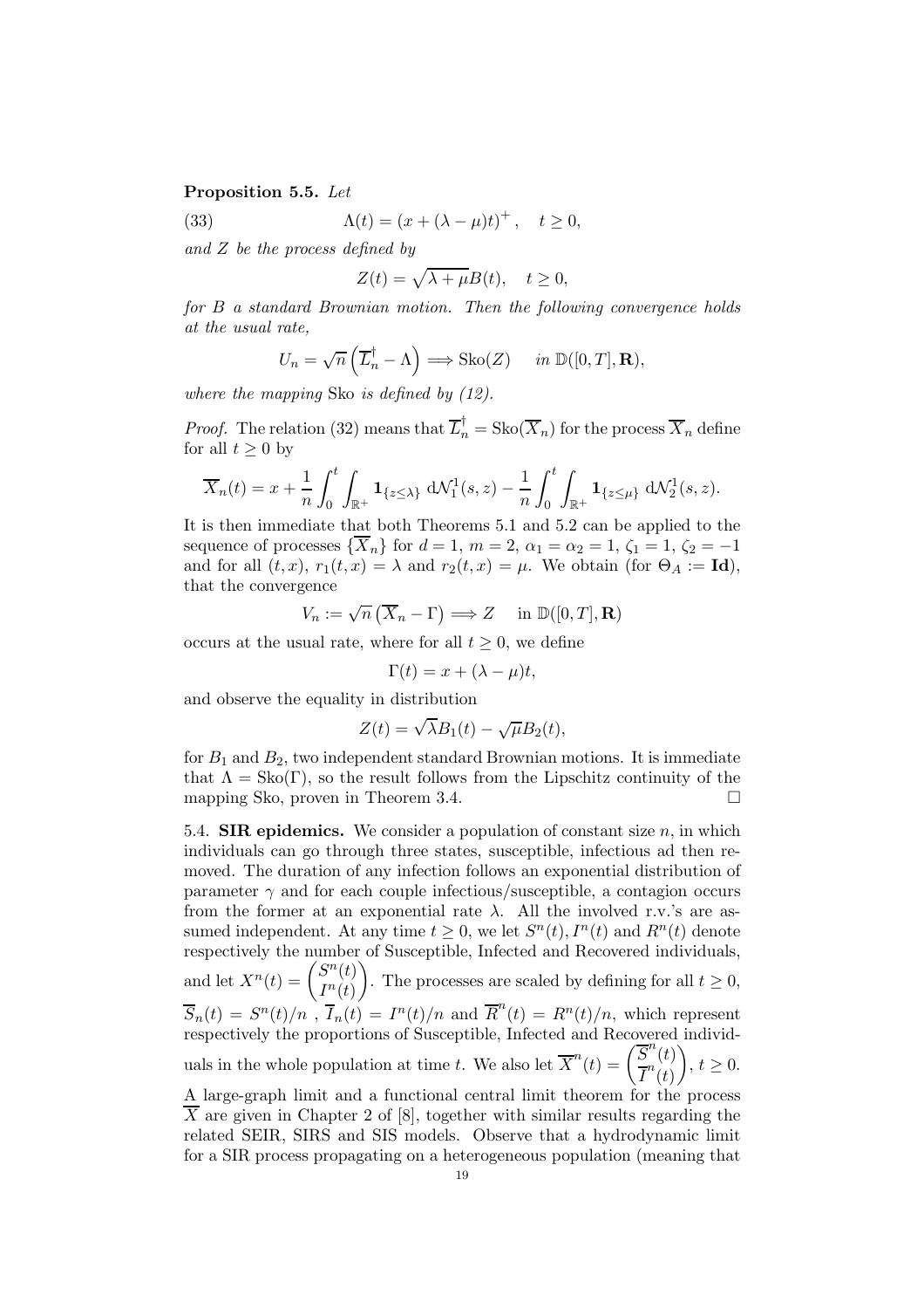**Proposition 5.5.** *Let*

$$\Lambda(t) = (x + (\lambda - \mu)t)^+, \quad t \geq 0, \tag{33}$$

*and $Z$ be the process defined by*

$$Z(t) = \sqrt{\lambda + \mu} B(t), \quad t \geq 0,$$

*for $B$ a standard Brownian motion. Then the following convergence holds at the usual rate,*

$$U_n = \sqrt{n}\left(\overline{L}_n^\dagger - \Lambda\right) \Longrightarrow \mathrm{Sko}(Z) \quad \text{in } \mathbb{D}([0,T], \mathbf{R}),$$

*where the mapping* Sko *is defined by (12).*

*Proof.* The relation (32) means that $\overline{L}_n^\dagger = \mathrm{Sko}(\overline{X}_n)$ for the process $\overline{X}_n$ define for all $t \geq 0$ by

$$\overline{X}_n(t) = x + \frac{1}{n}\int_0^t \int_{\mathbb{R}^+} \mathbf{1}_{\{z \leq \lambda\}} \, \mathrm{d}\mathcal{N}_1^1(s,z) - \frac{1}{n}\int_0^t \int_{\mathbb{R}^+} \mathbf{1}_{\{z \leq \mu\}} \, \mathrm{d}\mathcal{N}_2^1(s,z).$$

It is then immediate that both Theorems 5.1 and 5.2 can be applied to the sequence of processes $\{\overline{X}_n\}$ for $d = 1$, $m = 2$, $\alpha_1 = \alpha_2 = 1$, $\zeta_1 = 1$, $\zeta_2 = -1$ and for all $(t,x)$, $r_1(t,x) = \lambda$ and $r_2(t,x) = \mu$. We obtain (for $\Theta_A := \mathbf{Id}$), that the convergence

$$V_n := \sqrt{n}\left(\overline{X}_n - \Gamma\right) \Longrightarrow Z \quad \text{in } \mathbb{D}([0,T], \mathbf{R})$$

occurs at the usual rate, where for all $t \geq 0$, we define

$$\Gamma(t) = x + (\lambda - \mu)t,$$

and observe the equality in distribution

$$Z(t) = \sqrt{\lambda} B_1(t) - \sqrt{\mu} B_2(t),$$

for $B_1$ and $B_2$, two independent standard Brownian motions. It is immediate that $\Lambda = \mathrm{Sko}(\Gamma)$, so the result follows from the Lipschitz continuity of the mapping Sko, proven in Theorem 3.4. $\square$

5.4. **SIR epidemics.** We consider a population of constant size $n$, in which individuals can go through three states, susceptible, infectious ad then removed. The duration of any infection follows an exponential distribution of parameter $\gamma$ and for each couple infectious/susceptible, a contagion occurs from the former at an exponential rate $\lambda$. All the involved r.v.'s are assumed independent. At any time $t \geq 0$, we let $S^n(t), I^n(t)$ and $R^n(t)$ denote respectively the number of Susceptible, Infected and Recovered individuals, and let $X^n(t) = \begin{pmatrix} S^n(t) \\ I^n(t) \end{pmatrix}$. The processes are scaled by defining for all $t \geq 0$, $\overline{S}_n(t) = S^n(t)/n$ , $\overline{I}_n(t) = I^n(t)/n$ and $\overline{R}^n(t) = R^n(t)/n$, which represent respectively the proportions of Susceptible, Infected and Recovered individuals in the whole population at time $t$. We also let $\overline{X}^n(t) = \begin{pmatrix} \overline{S}^n(t) \\ \overline{I}^n(t) \end{pmatrix}$, $t \geq 0$. A large-graph limit and a functional central limit theorem for the process $\overline{X}$ are given in Chapter 2 of [8], together with similar results regarding the related SEIR, SIRS and SIS models. Observe that a hydrodynamic limit for a SIR process propagating on a heterogeneous population (meaning that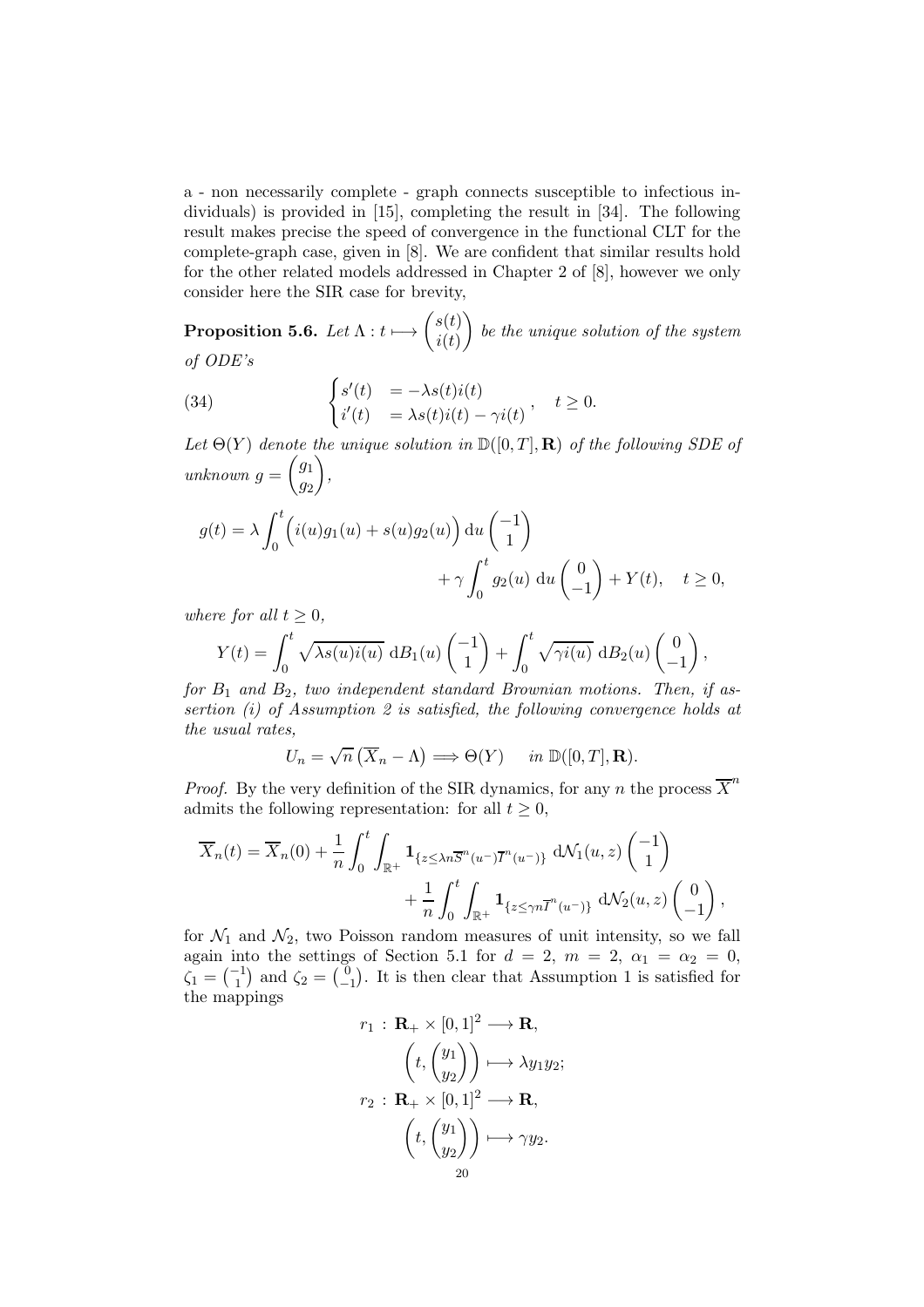a - non necessarily complete - graph connects susceptible to infectious individuals) is provided in [15], completing the result in [34]. The following result makes precise the speed of convergence in the functional CLT for the complete-graph case, given in [8]. We are confident that similar results hold for the other related models addressed in Chapter 2 of [8], however we only consider here the SIR case for brevity,

**Proposition 5.6.** *Let* $\Lambda : t \longmapsto \begin{pmatrix} s(t) \\ i(t) \end{pmatrix}$ *be the unique solution of the system of ODE's*

$$
\begin{cases} s'(t) &= -\lambda s(t)i(t) \\ i'(t) &= \lambda s(t)i(t) - \gamma i(t) \end{cases}, \quad t \geq 0. \tag{34}
$$

*Let* $\Theta(Y)$ *denote the unique solution in* $\mathbb{D}([0,T],\mathbf{R})$ *of the following SDE of unknown* $g = \begin{pmatrix} g_1 \\ g_2 \end{pmatrix}$,

$$
g(t) = \lambda \int_0^t \Big( i(u)g_1(u) + s(u)g_2(u) \Big) \,\mathrm{d}u \begin{pmatrix} -1 \\ 1 \end{pmatrix} + \gamma \int_0^t g_2(u) \,\mathrm{d}u \begin{pmatrix} 0 \\ -1 \end{pmatrix} + Y(t), \quad t \geq 0,
$$

*where for all* $t \geq 0$,

$$
Y(t) = \int_0^t \sqrt{\lambda s(u)i(u)} \,\mathrm{d}B_1(u) \begin{pmatrix} -1 \\ 1 \end{pmatrix} + \int_0^t \sqrt{\gamma i(u)} \,\mathrm{d}B_2(u) \begin{pmatrix} 0 \\ -1 \end{pmatrix},
$$

*for* $B_1$ *and* $B_2$, *two independent standard Brownian motions. Then, if assertion (i) of Assumption 2 is satisfied, the following convergence holds at the usual rates,*

$$
U_n = \sqrt{n}\left(\overline{X}_n - \Lambda\right) \Longrightarrow \Theta(Y) \quad \text{ in } \mathbb{D}([0,T],\mathbf{R}).
$$

*Proof.* By the very definition of the SIR dynamics, for any $n$ the process $\overline{X}^n$ admits the following representation: for all $t \geq 0$,

$$
\overline{X}_n(t) = \overline{X}_n(0) + \frac{1}{n}\int_0^t \int_{\mathbb{R}^+} \mathbf{1}_{\{z \leq \lambda n \overline{S}^n(u^-)\overline{I}^n(u^-)\}} \,\mathrm{d}\mathcal{N}_1(u,z) \begin{pmatrix} -1 \\ 1 \end{pmatrix} + \frac{1}{n}\int_0^t \int_{\mathbb{R}^+} \mathbf{1}_{\{z \leq \gamma n \overline{I}^n(u^-)\}} \,\mathrm{d}\mathcal{N}_2(u,z) \begin{pmatrix} 0 \\ -1 \end{pmatrix},
$$

for $\mathcal{N}_1$ and $\mathcal{N}_2$, two Poisson random measures of unit intensity, so we fall again into the settings of Section 5.1 for $d = 2$, $m = 2$, $\alpha_1 = \alpha_2 = 0$, $\zeta_1 = \binom{-1}{1}$ and $\zeta_2 = \binom{0}{-1}$. It is then clear that Assumption 1 is satisfied for the mappings

$$
\begin{aligned}
r_1 \,:\, \mathbf{R}_+ \times [0,1]^2 &\longrightarrow \mathbf{R}, \\
\left(t, \begin{pmatrix} y_1 \\ y_2 \end{pmatrix}\right) &\longmapsto \lambda y_1 y_2; \\
r_2 \,:\, \mathbf{R}_+ \times [0,1]^2 &\longrightarrow \mathbf{R}, \\
\left(t, \begin{pmatrix} y_1 \\ y_2 \end{pmatrix}\right) &\longmapsto \gamma y_2.
\end{aligned}
$$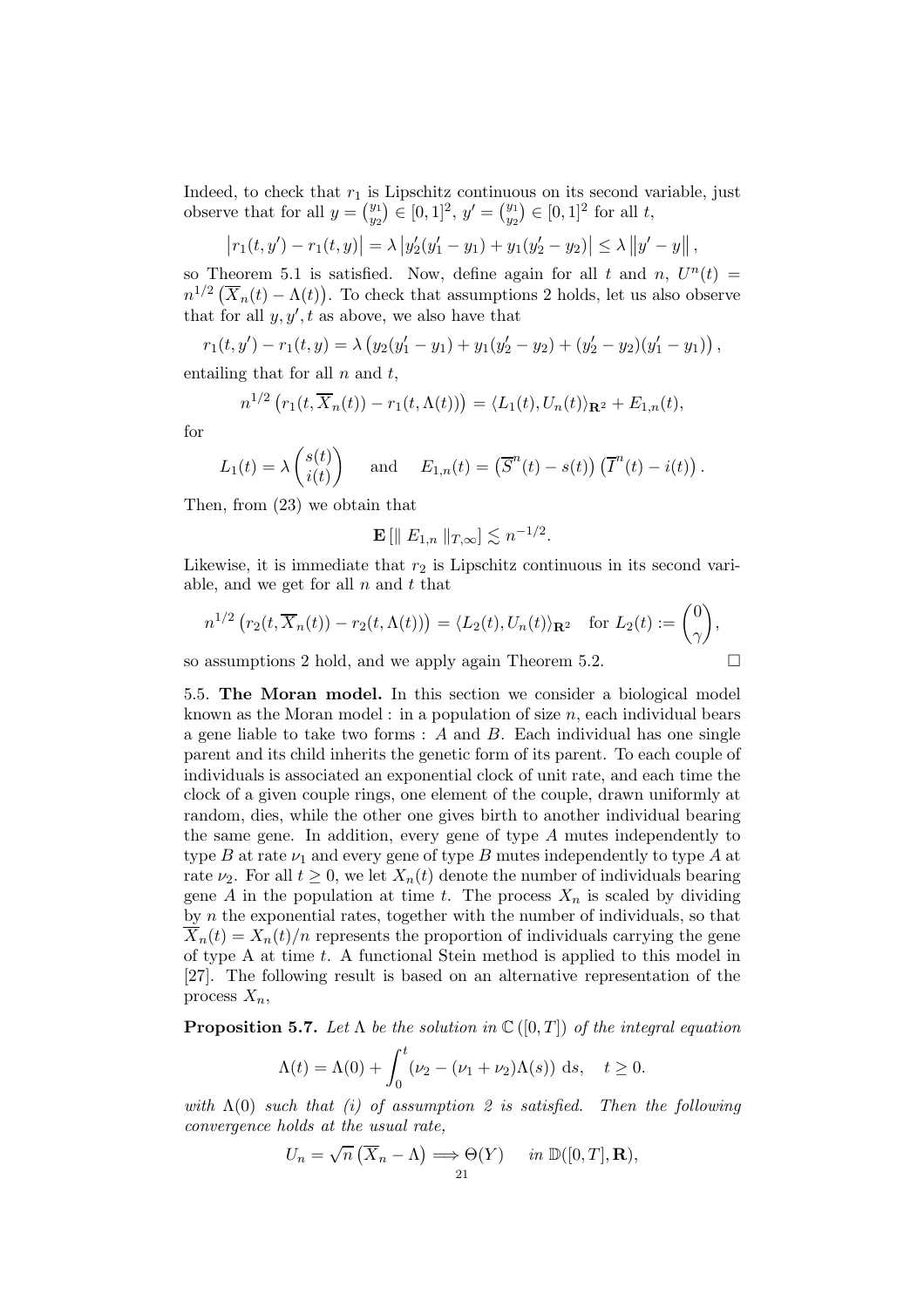Indeed, to check that $r_1$ is Lipschitz continuous on its second variable, just observe that for all $y = \binom{y_1}{y_2} \in [0,1]^2$, $y' = \binom{y_1}{y_2} \in [0,1]^2$ for all $t$,

$$\left| r_1(t, y') - r_1(t, y) \right| = \lambda \left| y_2'(y_1' - y_1) + y_1(y_2' - y_2) \right| \leq \lambda \left\| y' - y \right\|,$$

so Theorem 5.1 is satisfied. Now, define again for all $t$ and $n$, $U^n(t) = n^{1/2}\left(\overline{X}_n(t) - \Lambda(t)\right)$. To check that assumptions 2 holds, let us also observe that for all $y, y', t$ as above, we also have that

$$r_1(t, y') - r_1(t, y) = \lambda \left( y_2(y_1' - y_1) + y_1(y_2' - y_2) + (y_2' - y_2)(y_1' - y_1) \right),$$

entailing that for all $n$ and $t$,

$$n^{1/2}\left(r_1(t, \overline{X}_n(t)) - r_1(t, \Lambda(t))\right) = \langle L_1(t), U_n(t) \rangle_{\mathbf{R}^2} + E_{1,n}(t),$$

for

$$L_1(t) = \lambda \begin{pmatrix} s(t) \\ i(t) \end{pmatrix} \quad \text{ and } \quad E_{1,n}(t) = \left(\overline{S}^n(t) - s(t)\right)\left(\overline{I}^n(t) - i(t)\right).$$

Then, from (23) we obtain that

$$\mathbf{E}\left[\| E_{1,n} \|_{T,\infty}\right] \lesssim n^{-1/2}.$$

Likewise, it is immediate that $r_2$ is Lipschitz continuous in its second variable, and we get for all $n$ and $t$ that

$$n^{1/2}\left(r_2(t, \overline{X}_n(t)) - r_2(t, \Lambda(t))\right) = \langle L_2(t), U_n(t) \rangle_{\mathbf{R}^2} \quad \text{for } L_2(t) := \begin{pmatrix} 0 \\ \gamma \end{pmatrix},$$

so assumptions 2 hold, and we apply again Theorem 5.2. □

5.5. **The Moran model.** In this section we consider a biological model known as the Moran model : in a population of size $n$, each individual bears a gene liable to take two forms : $A$ and $B$. Each individual has one single parent and its child inherits the genetic form of its parent. To each couple of individuals is associated an exponential clock of unit rate, and each time the clock of a given couple rings, one element of the couple, drawn uniformly at random, dies, while the other one gives birth to another individual bearing the same gene. In addition, every gene of type $A$ mutes independently to type $B$ at rate $\nu_1$ and every gene of type $B$ mutes independently to type $A$ at rate $\nu_2$. For all $t \geq 0$, we let $X_n(t)$ denote the number of individuals bearing gene $A$ in the population at time $t$. The process $X_n$ is scaled by dividing by $n$ the exponential rates, together with the number of individuals, so that $\overline{X}_n(t) = X_n(t)/n$ represents the proportion of individuals carrying the gene of type A at time $t$. A functional Stein method is applied to this model in [27]. The following result is based on an alternative representation of the process $X_n$,

**Proposition 5.7.** *Let $\Lambda$ be the solution in $\mathbb{C}([0,T])$ of the integral equation*

$$\Lambda(t) = \Lambda(0) + \int_0^t \left(\nu_2 - (\nu_1 + \nu_2)\Lambda(s)\right) \, \mathrm{d}s, \quad t \geq 0.$$

*with $\Lambda(0)$ such that (i) of assumption 2 is satisfied. Then the following convergence holds at the usual rate,*

$$U_n = \sqrt{n}\left(\overline{X}_n - \Lambda\right) \Longrightarrow \Theta(Y) \quad \text{ in } \mathbb{D}([0,T], \mathbf{R}),$$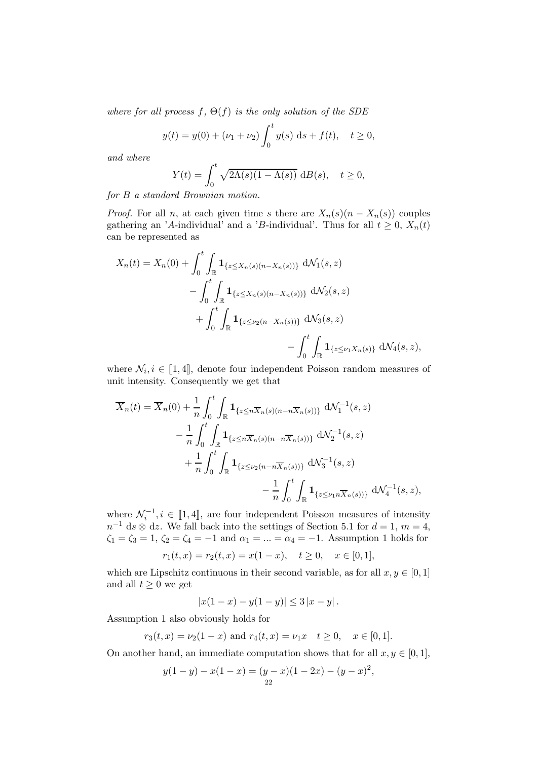*where for all process $f$, $\Theta(f)$ is the only solution of the SDE*

$$y(t) = y(0) + (\nu_1 + \nu_2) \int_0^t y(s) \, \mathrm{d}s + f(t), \quad t \geq 0,$$

*and where*

$$Y(t) = \int_0^t \sqrt{2\Lambda(s)(1 - \Lambda(s))} \, \mathrm{d}B(s), \quad t \geq 0,$$

*for $B$ a standard Brownian motion.*

*Proof.* For all $n$, at each given time $s$ there are $X_n(s)(n - X_n(s))$ couples gathering an '$A$-individual' and a '$B$-individual'. Thus for all $t \geq 0$, $X_n(t)$ can be represented as

$$\begin{aligned}
X_n(t) = X_n(0) &+ \int_0^t \int_{\mathbb{R}} \mathbf{1}_{\{z \leq X_n(s)(n - X_n(s))\}} \, \mathrm{d}\mathcal{N}_1(s, z) \\
&- \int_0^t \int_{\mathbb{R}} \mathbf{1}_{\{z \leq X_n(s)(n - X_n(s))\}} \, \mathrm{d}\mathcal{N}_2(s, z) \\
&+ \int_0^t \int_{\mathbb{R}} \mathbf{1}_{\{z \leq \nu_2 (n - X_n(s))\}} \, \mathrm{d}\mathcal{N}_3(s, z) \\
&- \int_0^t \int_{\mathbb{R}} \mathbf{1}_{\{z \leq \nu_1 X_n(s)\}} \, \mathrm{d}\mathcal{N}_4(s, z),
\end{aligned}$$

where $\mathcal{N}_i, i \in [\![1, 4]\!]$, denote four independent Poisson random measures of unit intensity. Consequently we get that

$$\begin{aligned}
\overline{X}_n(t) = \overline{X}_n(0) &+ \frac{1}{n} \int_0^t \int_{\mathbb{R}} \mathbf{1}_{\{z \leq n\overline{X}_n(s)(n - n\overline{X}_n(s))\}} \, \mathrm{d}\mathcal{N}_1^{-1}(s, z) \\
&- \frac{1}{n} \int_0^t \int_{\mathbb{R}} \mathbf{1}_{\{z \leq n\overline{X}_n(s)(n - n\overline{X}_n(s))\}} \, \mathrm{d}\mathcal{N}_2^{-1}(s, z) \\
&+ \frac{1}{n} \int_0^t \int_{\mathbb{R}} \mathbf{1}_{\{z \leq \nu_2 (n - n\overline{X}_n(s))\}} \, \mathrm{d}\mathcal{N}_3^{-1}(s, z) \\
&- \frac{1}{n} \int_0^t \int_{\mathbb{R}} \mathbf{1}_{\{z \leq \nu_1 n\overline{X}_n(s))\}} \, \mathrm{d}\mathcal{N}_4^{-1}(s, z),
\end{aligned}$$

where $\mathcal{N}_i^{-1}, i \in [\![1, 4]\!]$, are four independent Poisson measures of intensity $n^{-1} \, \mathrm{d}s \otimes \mathrm{d}z$. We fall back into the settings of Section 5.1 for $d = 1$, $m = 4$, $\zeta_1 = \zeta_3 = 1$, $\zeta_2 = \zeta_4 = -1$ and $\alpha_1 = ... = \alpha_4 = -1$. Assumption 1 holds for

$$r_1(t, x) = r_2(t, x) = x(1 - x), \quad t \geq 0, \quad x \in [0, 1],$$

which are Lipschitz continuous in their second variable, as for all $x, y \in [0, 1]$ and all $t \geq 0$ we get

$$|x(1 - x) - y(1 - y)| \leq 3 \, |x - y| \, .$$

Assumption 1 also obviously holds for

$$r_3(t, x) = \nu_2(1 - x) \text{ and } r_4(t, x) = \nu_1 x \quad t \geq 0, \quad x \in [0, 1].$$

On another hand, an immediate computation shows that for all $x, y \in [0, 1]$,

$$y(1 - y) - x(1 - x) = (y - x)(1 - 2x) - (y - x)^2,$$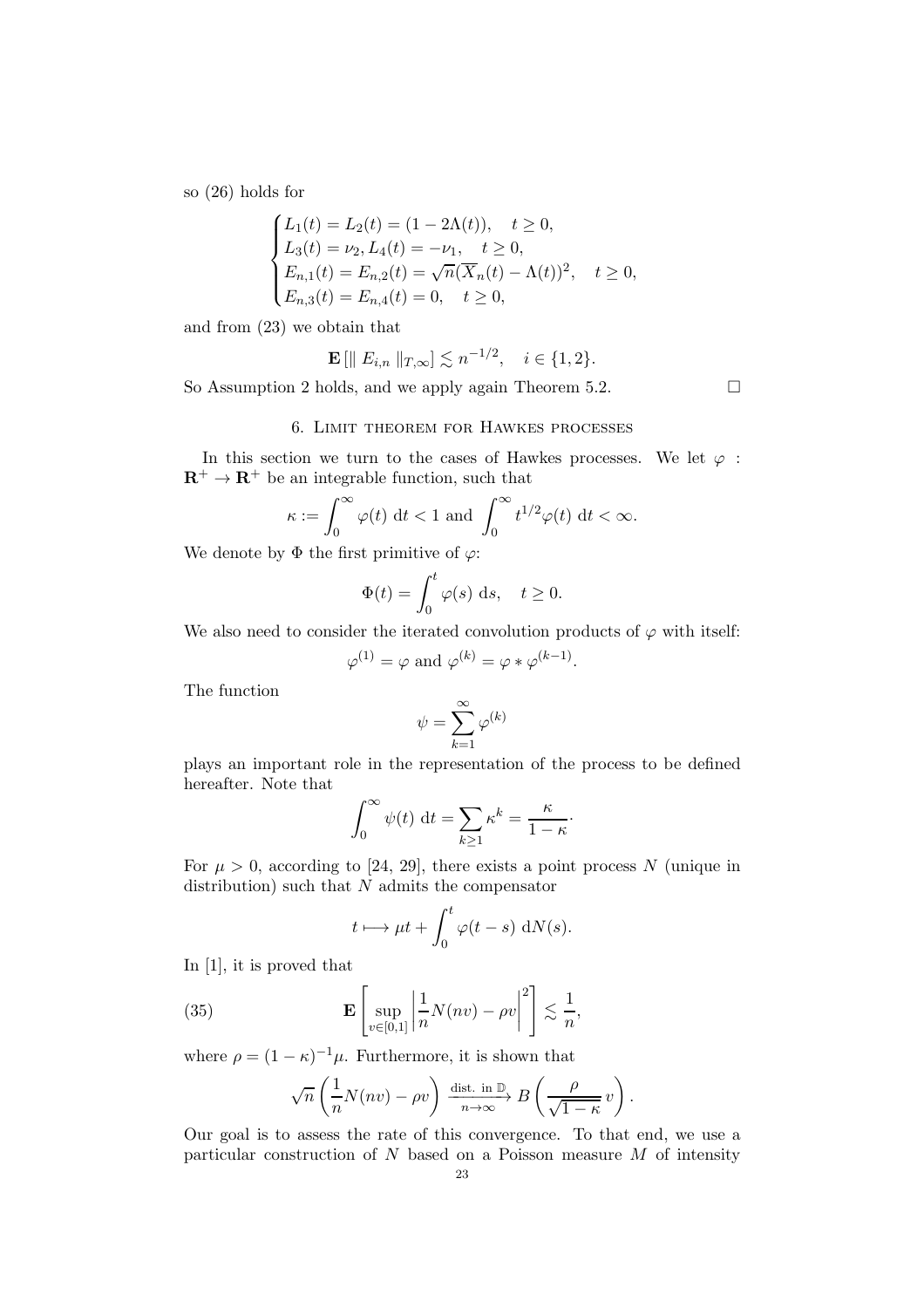so (26) holds for

$$
\begin{cases}
L_1(t) = L_2(t) = (1 - 2\Lambda(t)), \quad t \geq 0, \\
L_3(t) = \nu_2, L_4(t) = -\nu_1, \quad t \geq 0, \\
E_{n,1}(t) = E_{n,2}(t) = \sqrt{n}(\overline{X}_n(t) - \Lambda(t))^2, \quad t \geq 0, \\
E_{n,3}(t) = E_{n,4}(t) = 0, \quad t \geq 0,
\end{cases}
$$

and from (23) we obtain that

$$\mathbf{E}\left[\| E_{i,n} \|_{T,\infty}\right] \lesssim n^{-1/2}, \quad i \in \{1, 2\}.$$

So Assumption 2 holds, and we apply again Theorem 5.2. □

## 6. Limit theorem for Hawkes processes

In this section we turn to the cases of Hawkes processes. We let $\varphi : \mathbf{R}^+ \to \mathbf{R}^+$ be an integrable function, such that

$$\kappa := \int_0^\infty \varphi(t) \, \mathrm{d}t < 1 \text{ and } \int_0^\infty t^{1/2}\varphi(t) \, \mathrm{d}t < \infty.$$

We denote by $\Phi$ the first primitive of $\varphi$:

$$\Phi(t) = \int_0^t \varphi(s) \, \mathrm{d}s, \quad t \geq 0.$$

We also need to consider the iterated convolution products of $\varphi$ with itself:

$$\varphi^{(1)} = \varphi \text{ and } \varphi^{(k)} = \varphi * \varphi^{(k-1)}.$$

The function

$$\psi = \sum_{k=1}^\infty \varphi^{(k)}$$

plays an important role in the representation of the process to be defined hereafter. Note that

$$\int_0^\infty \psi(t) \, \mathrm{d}t = \sum_{k \geq 1} \kappa^k = \frac{\kappa}{1-\kappa}.$$

For $\mu > 0$, according to [24, 29], there exists a point process $N$ (unique in distribution) such that $N$ admits the compensator

$$t \longmapsto \mu t + \int_0^t \varphi(t-s) \, \mathrm{d}N(s).$$

In [1], it is proved that

$$\mathbf{E}\left[\sup_{v \in [0,1]} \left| \frac{1}{n} N(nv) - \rho v \right|^2 \right] \lesssim \frac{1}{n}, \tag{35}$$

where $\rho = (1-\kappa)^{-1}\mu$. Furthermore, it is shown that

$$\sqrt{n}\left(\frac{1}{n}N(nv) - \rho v\right) \xrightarrow[n\to\infty]{\text{dist. in } \mathbb{D}} B\left(\frac{\rho}{\sqrt{1-\kappa}}\, v\right).$$

Our goal is to assess the rate of this convergence. To that end, we use a particular construction of $N$ based on a Poisson measure $M$ of intensity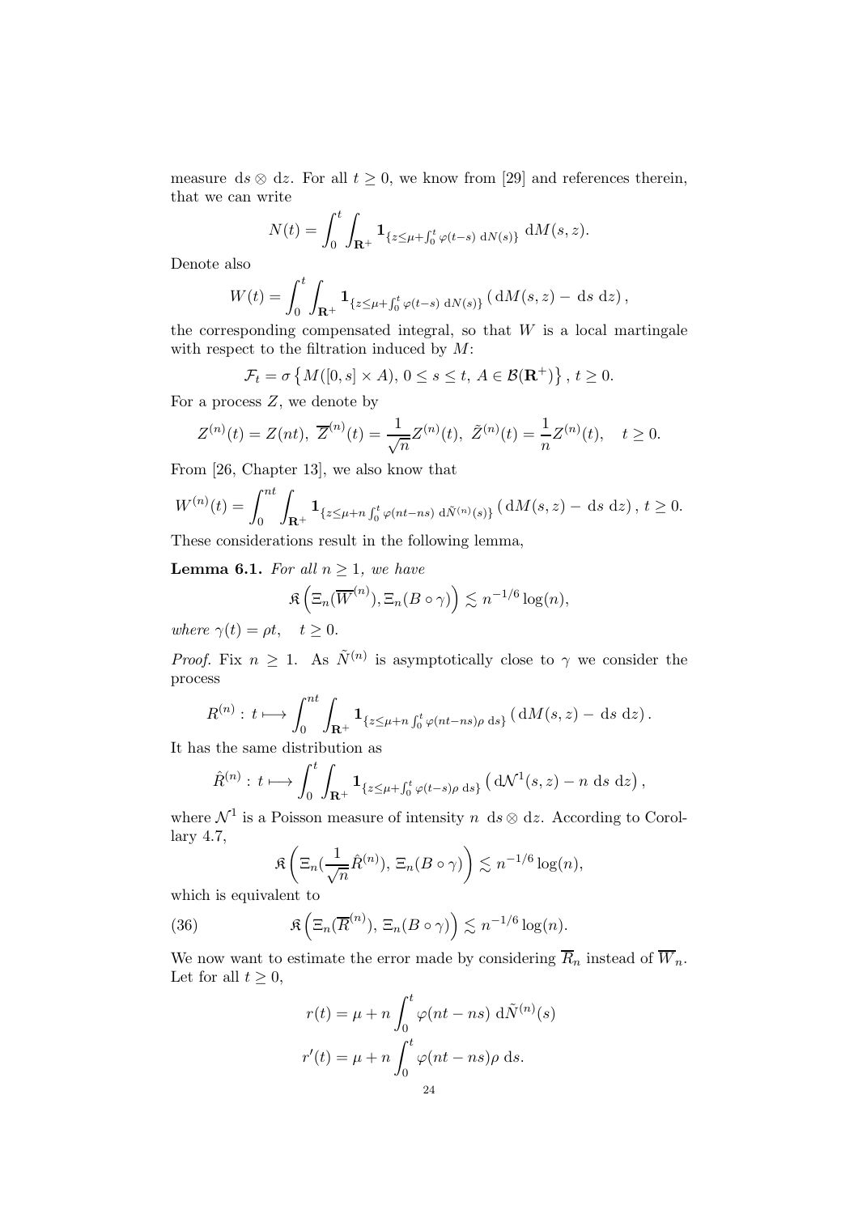measure $\mathrm{d}s \otimes \mathrm{d}z$. For all $t \geq 0$, we know from [29] and references therein, that we can write

$$N(t) = \int_0^t \int_{\mathbf{R}^+} \mathbf{1}_{\{z \leq \mu + \int_0^t \varphi(t-s)\, \mathrm{d}N(s)\}} \, \mathrm{d}M(s,z).$$

Denote also

$$W(t) = \int_0^t \int_{\mathbf{R}^+} \mathbf{1}_{\{z \leq \mu + \int_0^t \varphi(t-s)\, \mathrm{d}N(s)\}} \left( \mathrm{d}M(s,z) - \, \mathrm{d}s \, \mathrm{d}z \right),$$

the corresponding compensated integral, so that $W$ is a local martingale with respect to the filtration induced by $M$:

$$\mathcal{F}_t = \sigma\left\{ M([0,s] \times A),\, 0 \leq s \leq t,\, A \in \mathcal{B}(\mathbf{R}^+) \right\},\, t \geq 0.$$

For a process $Z$, we denote by

$$Z^{(n)}(t) = Z(nt),\ \overline{Z}^{(n)}(t) = \frac{1}{\sqrt{n}} Z^{(n)}(t),\ \tilde{Z}^{(n)}(t) = \frac{1}{n} Z^{(n)}(t), \quad t \geq 0.$$

From [26, Chapter 13], we also know that

$$W^{(n)}(t) = \int_0^{nt} \int_{\mathbf{R}^+} \mathbf{1}_{\{z \leq \mu + n \int_0^t \varphi(nt-ns)\, \mathrm{d}\tilde{N}^{(n)}(s)\}} \left( \mathrm{d}M(s,z) - \, \mathrm{d}s \, \mathrm{d}z \right),\, t \geq 0.$$

These considerations result in the following lemma,

**Lemma 6.1.** *For all $n \geq 1$, we have*

$$\mathfrak{K}\left( \Xi_n(\overline{W}^{(n)}), \Xi_n(B \circ \gamma) \right) \lesssim n^{-1/6} \log(n),$$

*where $\gamma(t) = \rho t, \quad t \geq 0$.*

*Proof.* Fix $n \geq 1$. As $\tilde{N}^{(n)}$ is asymptotically close to $\gamma$ we consider the process

$$R^{(n)} :\, t \longmapsto \int_0^{nt} \int_{\mathbf{R}^+} \mathbf{1}_{\{z \leq \mu + n \int_0^t \varphi(nt-ns)\rho \, \mathrm{d}s\}} \left( \mathrm{d}M(s,z) - \, \mathrm{d}s \, \mathrm{d}z \right).$$

It has the same distribution as

$$\hat{R}^{(n)} :\, t \longmapsto \int_0^{t} \int_{\mathbf{R}^+} \mathbf{1}_{\{z \leq \mu + \int_0^t \varphi(t-s)\rho \, \mathrm{d}s\}} \left( \mathrm{d}\mathcal{N}^1(s,z) - n \, \mathrm{d}s \, \mathrm{d}z \right),$$

where $\mathcal{N}^1$ is a Poisson measure of intensity $n \, \mathrm{d}s \otimes \mathrm{d}z$. According to Corollary 4.7,

$$\mathfrak{K}\left( \Xi_n(\frac{1}{\sqrt{n}}\hat{R}^{(n)}),\, \Xi_n(B \circ \gamma) \right) \lesssim n^{-1/6} \log(n),$$

which is equivalent to

$$\mathfrak{K}\left( \Xi_n(\overline{R}^{(n)}),\, \Xi_n(B \circ \gamma) \right) \lesssim n^{-1/6} \log(n). \tag{36}$$

We now want to estimate the error made by considering $\overline{R}_n$ instead of $\overline{W}_n$. Let for all $t \geq 0$,

$$r(t) = \mu + n \int_0^t \varphi(nt - ns) \, \mathrm{d}\tilde{N}^{(n)}(s)$$

$$r'(t) = \mu + n \int_0^t \varphi(nt - ns)\rho \, \mathrm{d}s.$$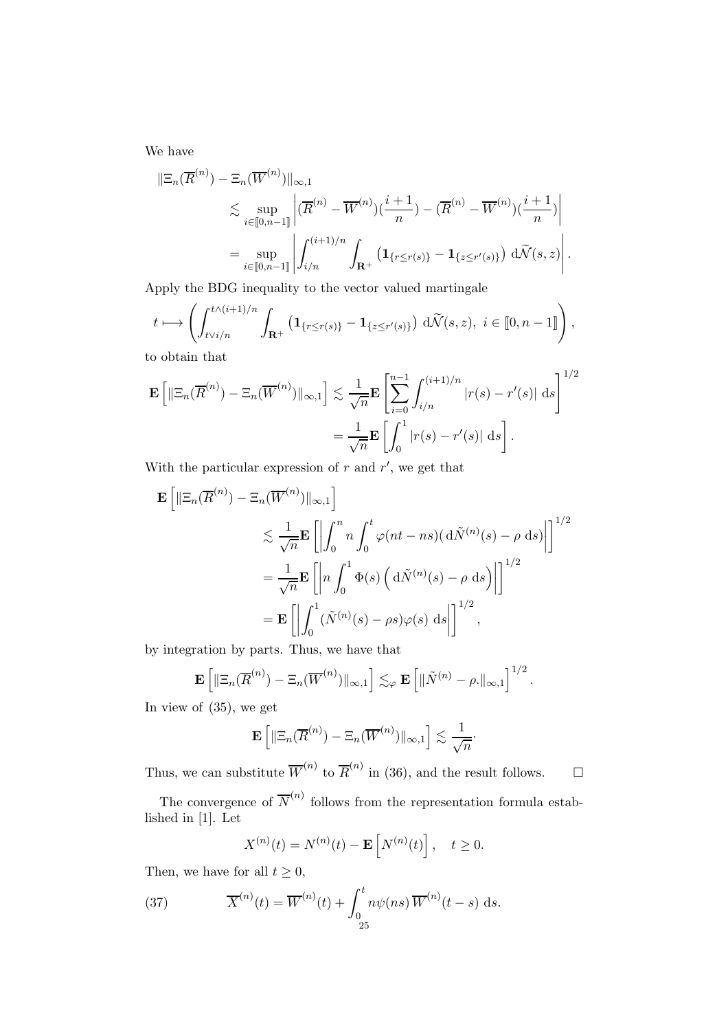We have

$$
\begin{aligned}
\|\Xi_n(\overline{R}^{(n)}) - \Xi_n(\overline{W}^{(n)})\|_{\infty,1} &\lesssim \sup_{i\in[\![0,n-1]\!]}\left|(\overline{R}^{(n)} - \overline{W}^{(n)})(\frac{i+1}{n}) - (\overline{R}^{(n)} - \overline{W}^{(n)})(\frac{i+1}{n})\right| \\
&= \sup_{i\in[\![0,n-1]\!]}\left|\int_{i/n}^{(i+1)/n}\int_{\mathbf{R}^+}\left(\mathbf{1}_{\{r\le r(s)\}} - \mathbf{1}_{\{z\le r'(s)\}}\right)\, \mathrm{d}\widetilde{\mathcal{N}}(s,z)\right|.
\end{aligned}
$$

Apply the BDG inequality to the vector valued martingale

$$
t \longmapsto \left(\int_{t\vee i/n}^{t\wedge(i+1)/n}\int_{\mathbf{R}^+}\left(\mathbf{1}_{\{r\le r(s)\}} - \mathbf{1}_{\{z\le r'(s)\}}\right)\, \mathrm{d}\widetilde{\mathcal{N}}(s,z),\ i\in[\![0,n-1]\!]\right),
$$

to obtain that

$$
\begin{aligned}
\mathbf{E}\left[\|\Xi_n(\overline{R}^{(n)}) - \Xi_n(\overline{W}^{(n)})\|_{\infty,1}\right] &\lesssim \frac{1}{\sqrt{n}}\mathbf{E}\left[\sum_{i=0}^{n-1}\int_{i/n}^{(i+1)/n}|r(s)-r'(s)|\ \mathrm{d}s\right]^{1/2} \\
&= \frac{1}{\sqrt{n}}\mathbf{E}\left[\int_0^1 |r(s)-r'(s)|\ \mathrm{d}s\right].
\end{aligned}
$$

With the particular expression of $r$ and $r'$, we get that

$$
\begin{aligned}
\mathbf{E}\left[\|\Xi_n(\overline{R}^{(n)}) - \Xi_n(\overline{W}^{(n)})\|_{\infty,1}\right] &\lesssim \frac{1}{\sqrt{n}}\mathbf{E}\left[\left|\int_0^n n\int_0^t \varphi(nt-ns)(\,\mathrm{d}\tilde{N}^{(n)}(s) - \rho\ \mathrm{d}s)\right|\right]^{1/2} \\
&= \frac{1}{\sqrt{n}}\mathbf{E}\left[\left|n\int_0^1 \Phi(s)\left(\,\mathrm{d}\tilde{N}^{(n)}(s) - \rho\ \mathrm{d}s\right)\right|\right]^{1/2} \\
&= \mathbf{E}\left[\left|\int_0^1 (\tilde{N}^{(n)}(s) - \rho s)\varphi(s)\ \mathrm{d}s\right|\right]^{1/2},
\end{aligned}
$$

by integration by parts. Thus, we have that

$$
\mathbf{E}\left[\|\Xi_n(\overline{R}^{(n)}) - \Xi_n(\overline{W}^{(n)})\|_{\infty,1}\right] \lesssim_\varphi \mathbf{E}\left[\|\tilde{N}^{(n)} - \rho.\|_{\infty,1}\right]^{1/2}.
$$

In view of (35), we get

$$
\mathbf{E}\left[\|\Xi_n(\overline{R}^{(n)}) - \Xi_n(\overline{W}^{(n)})\|_{\infty,1}\right] \lesssim \frac{1}{\sqrt{n}}.
$$

Thus, we can substitute $\overline{W}^{(n)}$ to $\overline{R}^{(n)}$ in (36), and the result follows. □

The convergence of $\overline{N}^{(n)}$ follows from the representation formula established in [1]. Let

$$
X^{(n)}(t) = N^{(n)}(t) - \mathbf{E}\left[N^{(n)}(t)\right], \quad t \ge 0.
$$

Then, we have for all $t \ge 0$,

$$
\overline{X}^{(n)}(t) = \overline{W}^{(n)}(t) + \int_0^t n\psi(ns)\,\overline{W}^{(n)}(t-s)\ \mathrm{d}s. \tag{37}
$$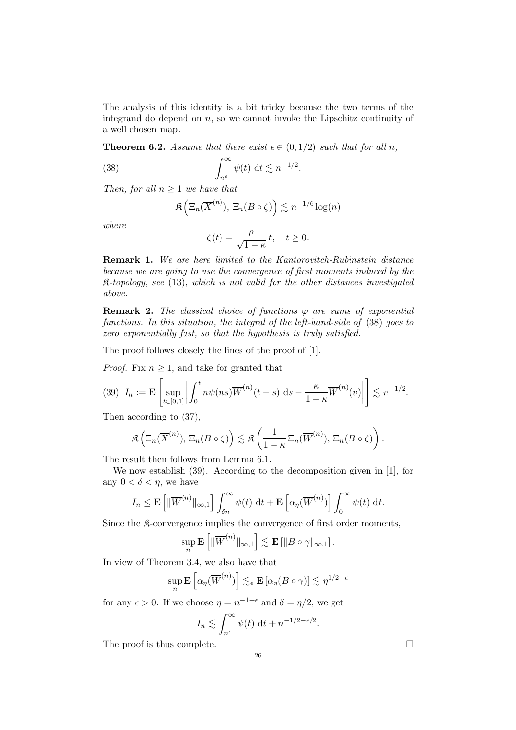The analysis of this identity is a bit tricky because the two terms of the integrand do depend on $n$, so we cannot invoke the Lipschitz continuity of a well chosen map.

**Theorem 6.2.** *Assume that there exist $\epsilon \in (0, 1/2)$ such that for all $n$,*

$$\int_{n^\epsilon}^{\infty} \psi(t) \, \mathrm{d}t \lesssim n^{-1/2}. \tag{38}$$

*Then, for all $n \geq 1$ we have that*

$$\mathfrak{K}\left(\Xi_n(\overline{X}^{(n)}),\, \Xi_n(B \circ \zeta)\right) \lesssim n^{-1/6} \log(n)$$

*where*

$$\zeta(t) = \frac{\rho}{\sqrt{1-\kappa}}\, t, \quad t \geq 0.$$

**Remark 1.** *We are here limited to the Kantorovitch-Rubinstein distance because we are going to use the convergence of first moments induced by the $\mathfrak{K}$-topology, see* (13)*, which is not valid for the other distances investigated above.*

**Remark 2.** *The classical choice of functions $\varphi$ are sums of exponential functions. In this situation, the integral of the left-hand-side of* (38) *goes to zero exponentially fast, so that the hypothesis is truly satisfied.*

The proof follows closely the lines of the proof of [1].

*Proof.* Fix $n \geq 1$, and take for granted that

$$I_n := \mathbf{E}\left[\sup_{t \in [0,1]} \left| \int_0^t n\psi(ns) \overline{W}^{(n)}(t-s) \, \mathrm{d}s - \frac{\kappa}{1-\kappa} \overline{W}^{(n)}(v) \right| \right] \lesssim n^{-1/2}. \tag{39}$$

Then according to (37),

$$\mathfrak{K}\left(\Xi_n(\overline{X}^{(n)}),\, \Xi_n(B \circ \zeta)\right) \lesssim \mathfrak{K}\left(\frac{1}{1-\kappa}\, \Xi_n(\overline{W}^{(n)}),\, \Xi_n(B \circ \zeta)\right).$$

The result then follows from Lemma 6.1.

We now establish (39). According to the decomposition given in [1], for any $0 < \delta < \eta$, we have

$$I_n \leq \mathbf{E}\left[\|\overline{W}^{(n)}\|_{\infty,1}\right] \int_{\delta n}^{\infty} \psi(t) \, \mathrm{d}t + \mathbf{E}\left[\alpha_\eta(\overline{W}^{(n)})\right] \int_0^{\infty} \psi(t) \, \mathrm{d}t.$$

Since the $\mathfrak{K}$-convergence implies the convergence of first order moments,

$$\sup_n \mathbf{E}\left[\|\overline{W}^{(n)}\|_{\infty,1}\right] \lesssim \mathbf{E}\left[\|B \circ \gamma\|_{\infty,1}\right].$$

In view of Theorem 3.4, we also have that

$$\sup_n \mathbf{E}\left[\alpha_\eta(\overline{W}^{(n)})\right] \lesssim_\epsilon \mathbf{E}\left[\alpha_\eta(B \circ \gamma)\right] \lesssim \eta^{1/2-\epsilon}$$

for any $\epsilon > 0$. If we choose $\eta = n^{-1+\epsilon}$ and $\delta = \eta/2$, we get

$$I_n \lesssim \int_{n^\epsilon}^{\infty} \psi(t) \, \mathrm{d}t + n^{-1/2-\epsilon/2}.$$

The proof is thus complete. $\square$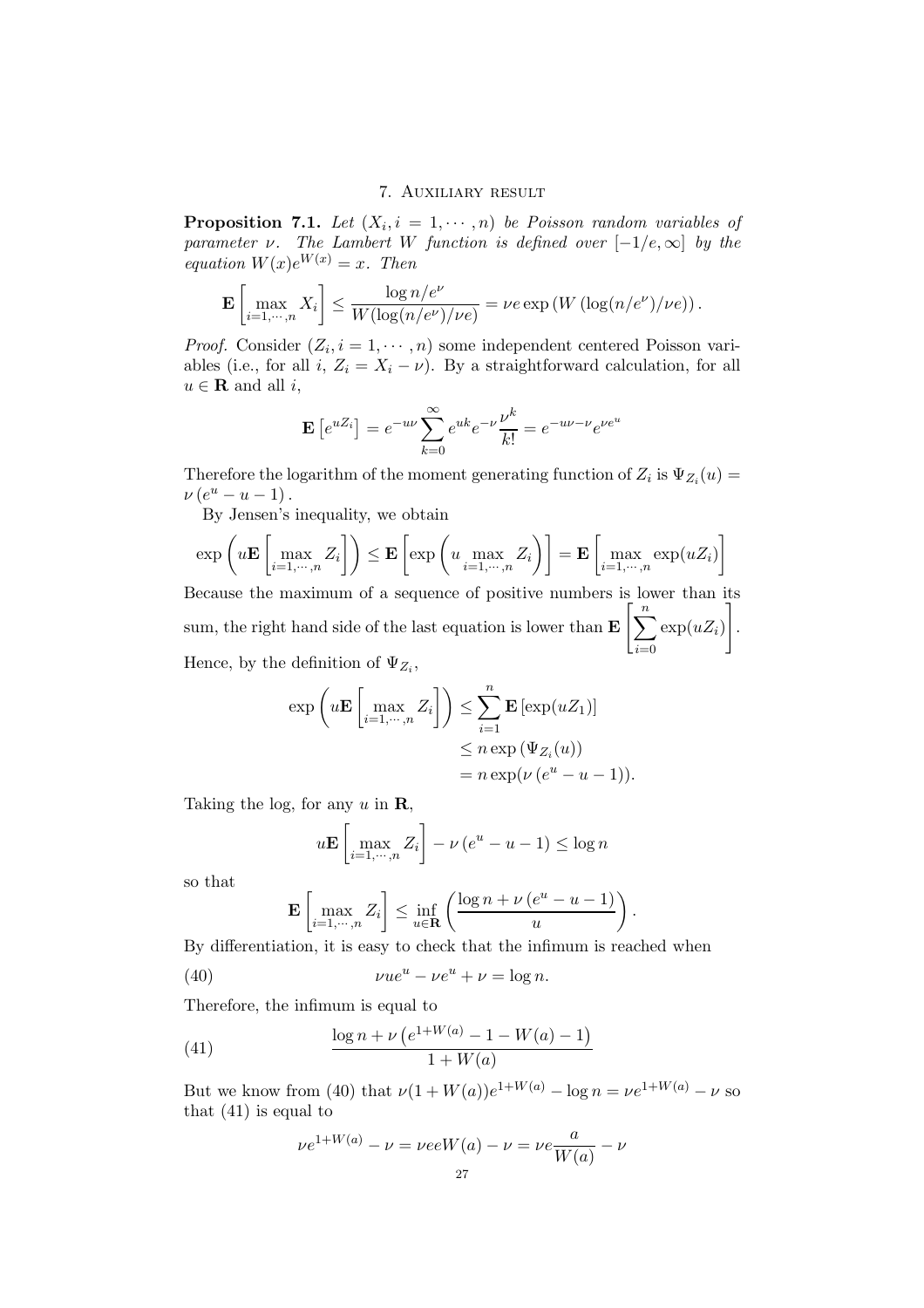## 7. Auxiliary result

**Proposition 7.1.** *Let $(X_i, i = 1, \cdots, n)$ be Poisson random variables of parameter $\nu$. The Lambert W function is defined over $[-1/e, \infty]$ by the equation $W(x)e^{W(x)} = x$. Then*

$$\mathbf{E}\left[\max_{i=1,\cdots,n} X_i\right] \leq \frac{\log n/e^\nu}{W(\log(n/e^\nu)/\nu e)} = \nu e \exp\left(W\left(\log(n/e^\nu)/\nu e\right)\right).$$

*Proof.* Consider $(Z_i, i = 1, \cdots, n)$ some independent centered Poisson variables (i.e., for all $i$, $Z_i = X_i - \nu$). By a straightforward calculation, for all $u \in \mathbf{R}$ and all $i$,

$$\mathbf{E}\left[e^{uZ_i}\right] = e^{-u\nu} \sum_{k=0}^{\infty} e^{uk} e^{-\nu} \frac{\nu^k}{k!} = e^{-u\nu - \nu} e^{\nu e^u}$$

Therefore the logarithm of the moment generating function of $Z_i$ is $\Psi_{Z_i}(u) = \nu\left(e^u - u - 1\right)$.

By Jensen's inequality, we obtain

$$\exp\left(u\mathbf{E}\left[\max_{i=1,\cdots,n} Z_i\right]\right) \leq \mathbf{E}\left[\exp\left(u \max_{i=1,\cdots,n} Z_i\right)\right] = \mathbf{E}\left[\max_{i=1,\cdots,n} \exp(uZ_i)\right]$$

Because the maximum of a sequence of positive numbers is lower than its sum, the right hand side of the last equation is lower than $\mathbf{E}\left[\sum_{i=0}^{n} \exp(uZ_i)\right]$.

Hence, by the definition of $\Psi_{Z_i}$,

$$\begin{aligned}
\exp\left(u\mathbf{E}\left[\max_{i=1,\cdots,n} Z_i\right]\right) &\leq \sum_{i=1}^{n} \mathbf{E}\left[\exp(uZ_1)\right] \\
&\leq n \exp\left(\Psi_{Z_i}(u)\right) \\
&= n \exp(\nu\left(e^u - u - 1\right)).
\end{aligned}$$

Taking the log, for any $u$ in $\mathbf{R}$,

$$u\mathbf{E}\left[\max_{i=1,\cdots,n} Z_i\right] - \nu\left(e^u - u - 1\right) \leq \log n$$

so that

$$\mathbf{E}\left[\max_{i=1,\cdots,n} Z_i\right] \leq \inf_{u \in \mathbf{R}} \left(\frac{\log n + \nu\left(e^u - u - 1\right)}{u}\right).$$

By differentiation, it is easy to check that the infimum is reached when

$$\nu u e^u - \nu e^u + \nu = \log n. \tag{40}$$

Therefore, the infimum is equal to

$$\frac{\log n + \nu\left(e^{1+W(a)} - 1 - W(a) - 1\right)}{1 + W(a)} \tag{41}$$

But we know from (40) that $\nu(1 + W(a))e^{1+W(a)} - \log n = \nu e^{1+W(a)} - \nu$ so that (41) is equal to

$$\nu e^{1+W(a)} - \nu = \nu e e W(a) - \nu = \nu e \frac{a}{W(a)} - \nu$$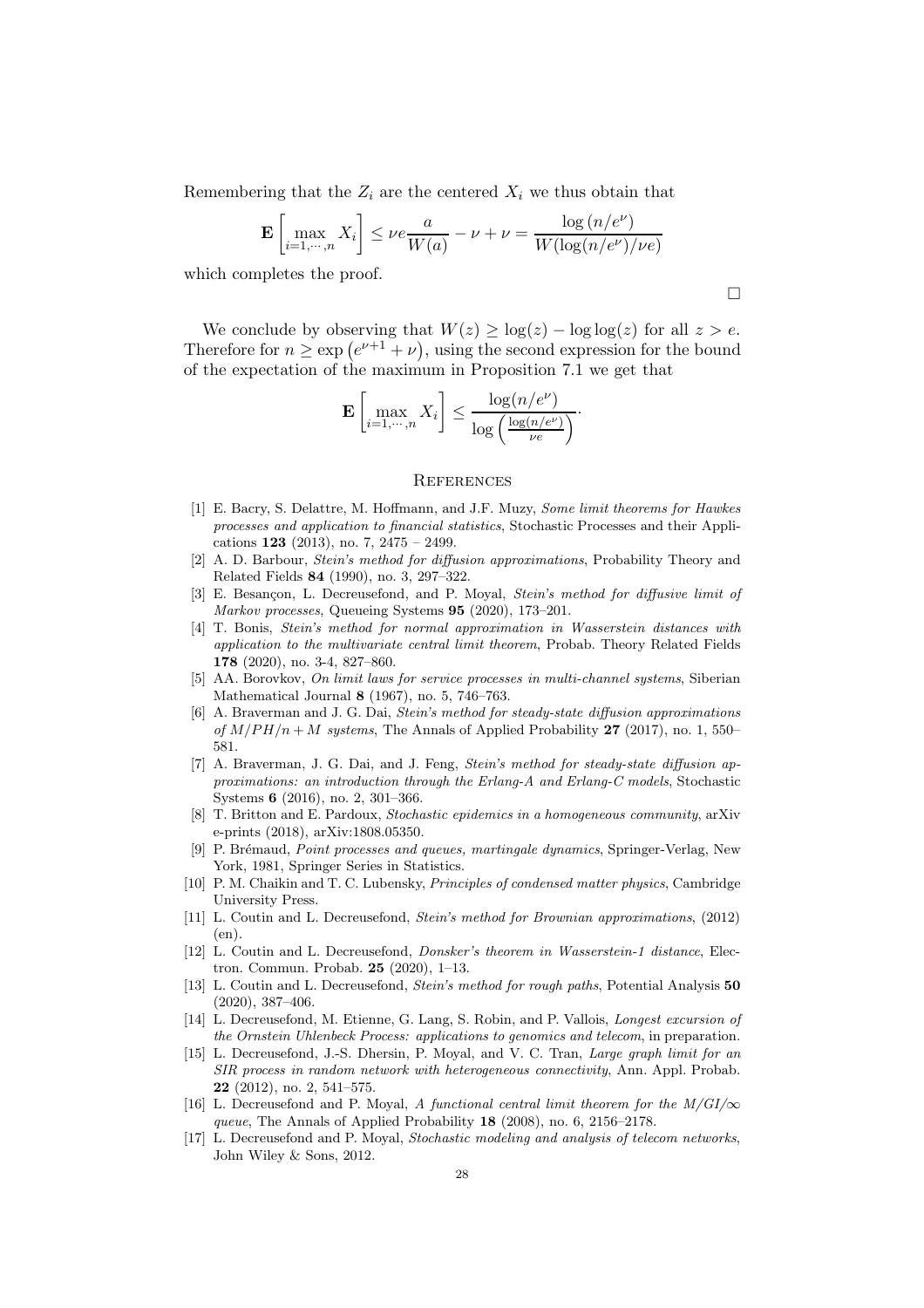Remembering that the $Z_i$ are the centered $X_i$ we thus obtain that

$$\mathbf{E}\left[\max_{i=1,\cdots,n} X_i\right] \le \nu e \frac{a}{W(a)} - \nu + \nu = \frac{\log\left(n/e^{\nu}\right)}{W(\log(n/e^{\nu})/\nu e)}$$

which completes the proof.

□

We conclude by observing that $W(z) \geq \log(z) - \log\log(z)$ for all $z > e$. Therefore for $n \geq \exp\left(e^{\nu+1} + \nu\right)$, using the second expression for the bound of the expectation of the maximum in Proposition 7.1 we get that

$$\mathbf{E}\left[\max_{i=1,\cdots,n} X_i\right] \le \frac{\log(n/e^{\nu})}{\log\left(\frac{\log(n/e^{\nu})}{\nu e}\right)}.$$

## References

[1] E. Bacry, S. Delattre, M. Hoffmann, and J.F. Muzy, *Some limit theorems for Hawkes processes and application to financial statistics*, Stochastic Processes and their Applications **123** (2013), no. 7, 2475 – 2499.

[2] A. D. Barbour, *Stein's method for diffusion approximations*, Probability Theory and Related Fields **84** (1990), no. 3, 297–322.

[3] E. Besançon, L. Decreusefond, and P. Moyal, *Stein's method for diffusive limit of Markov processes*, Queueing Systems **95** (2020), 173–201.

[4] T. Bonis, *Stein's method for normal approximation in Wasserstein distances with application to the multivariate central limit theorem*, Probab. Theory Related Fields **178** (2020), no. 3-4, 827–860.

[5] AA. Borovkov, *On limit laws for service processes in multi-channel systems*, Siberian Mathematical Journal **8** (1967), no. 5, 746–763.

[6] A. Braverman and J. G. Dai, *Stein's method for steady-state diffusion approximations of $M/PH/n+M$ systems*, The Annals of Applied Probability **27** (2017), no. 1, 550–581.

[7] A. Braverman, J. G. Dai, and J. Feng, *Stein's method for steady-state diffusion approximations: an introduction through the Erlang-A and Erlang-C models*, Stochastic Systems **6** (2016), no. 2, 301–366.

[8] T. Britton and E. Pardoux, *Stochastic epidemics in a homogeneous community*, arXiv e-prints (2018), arXiv:1808.05350.

[9] P. Brémaud, *Point processes and queues, martingale dynamics*, Springer-Verlag, New York, 1981, Springer Series in Statistics.

[10] P. M. Chaikin and T. C. Lubensky, *Principles of condensed matter physics*, Cambridge University Press.

[11] L. Coutin and L. Decreusefond, *Stein's method for Brownian approximations*, (2012) (en).

[12] L. Coutin and L. Decreusefond, *Donsker's theorem in Wasserstein-1 distance*, Electron. Commun. Probab. **25** (2020), 1–13.

[13] L. Coutin and L. Decreusefond, *Stein's method for rough paths*, Potential Analysis **50** (2020), 387–406.

[14] L. Decreusefond, M. Etienne, G. Lang, S. Robin, and P. Vallois, *Longest excursion of the Ornstein Uhlenbeck Process: applications to genomics and telecom*, in preparation.

[15] L. Decreusefond, J.-S. Dhersin, P. Moyal, and V. C. Tran, *Large graph limit for an SIR process in random network with heterogeneous connectivity*, Ann. Appl. Probab. **22** (2012), no. 2, 541–575.

[16] L. Decreusefond and P. Moyal, *A functional central limit theorem for the $M/GI/\infty$ queue*, The Annals of Applied Probability **18** (2008), no. 6, 2156–2178.

[17] L. Decreusefond and P. Moyal, *Stochastic modeling and analysis of telecom networks*, John Wiley & Sons, 2012.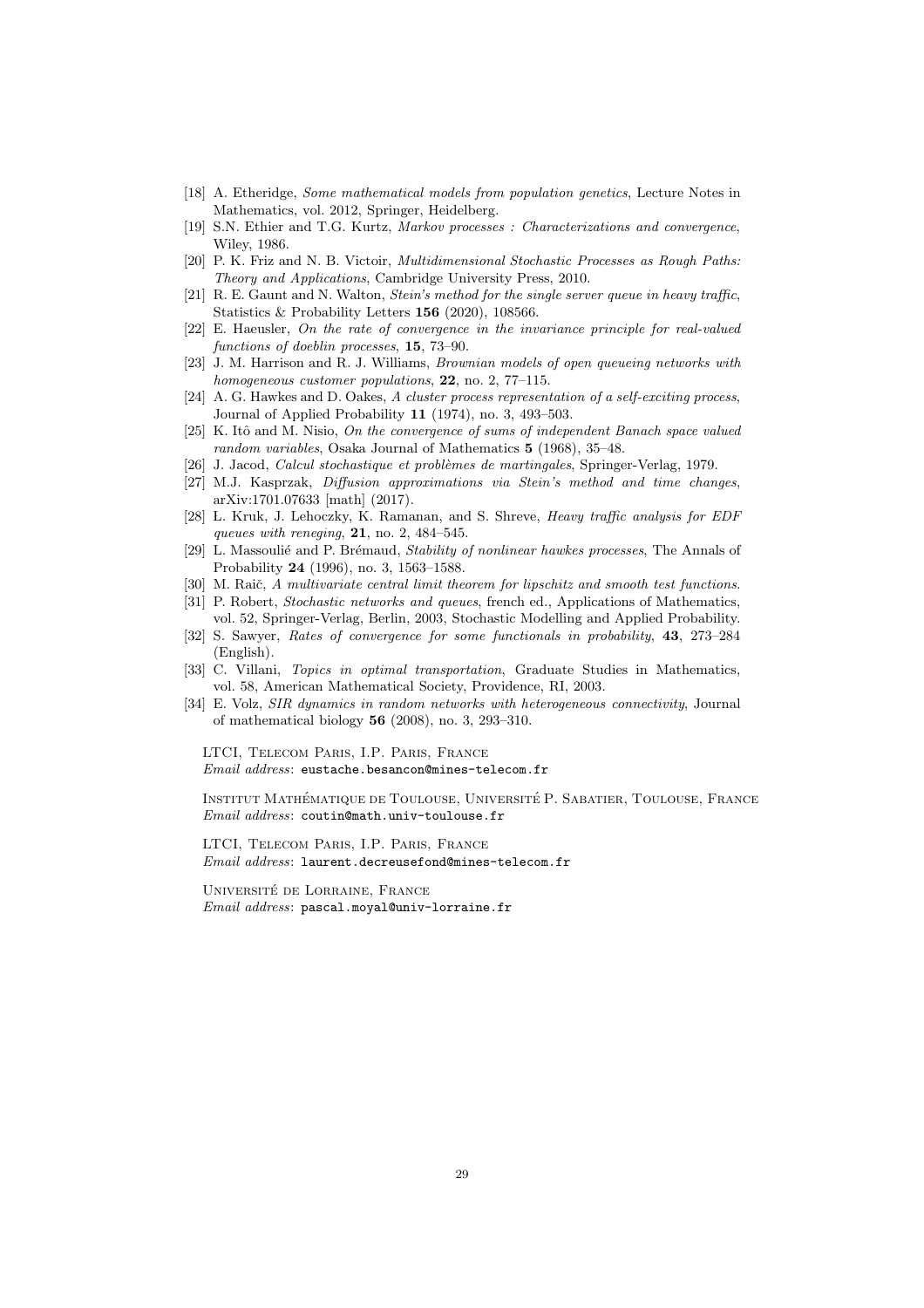[18] A. Etheridge, *Some mathematical models from population genetics*, Lecture Notes in Mathematics, vol. 2012, Springer, Heidelberg.

[19] S.N. Ethier and T.G. Kurtz, *Markov processes : Characterizations and convergence*, Wiley, 1986.

[20] P. K. Friz and N. B. Victoir, *Multidimensional Stochastic Processes as Rough Paths: Theory and Applications*, Cambridge University Press, 2010.

[21] R. E. Gaunt and N. Walton, *Stein's method for the single server queue in heavy traffic*, Statistics & Probability Letters **156** (2020), 108566.

[22] E. Haeusler, *On the rate of convergence in the invariance principle for real-valued functions of doeblin processes*, **15**, 73–90.

[23] J. M. Harrison and R. J. Williams, *Brownian models of open queueing networks with homogeneous customer populations*, **22**, no. 2, 77–115.

[24] A. G. Hawkes and D. Oakes, *A cluster process representation of a self-exciting process*, Journal of Applied Probability **11** (1974), no. 3, 493–503.

[25] K. Itô and M. Nisio, *On the convergence of sums of independent Banach space valued random variables*, Osaka Journal of Mathematics **5** (1968), 35–48.

[26] J. Jacod, *Calcul stochastique et problèmes de martingales*, Springer-Verlag, 1979.

[27] M.J. Kasprzak, *Diffusion approximations via Stein's method and time changes*, arXiv:1701.07633 [math] (2017).

[28] L. Kruk, J. Lehoczky, K. Ramanan, and S. Shreve, *Heavy traffic analysis for EDF queues with reneging*, **21**, no. 2, 484–545.

[29] L. Massoulié and P. Brémaud, *Stability of nonlinear hawkes processes*, The Annals of Probability **24** (1996), no. 3, 1563–1588.

[30] M. Raič, *A multivariate central limit theorem for lipschitz and smooth test functions*.

[31] P. Robert, *Stochastic networks and queues*, french ed., Applications of Mathematics, vol. 52, Springer-Verlag, Berlin, 2003, Stochastic Modelling and Applied Probability.

[32] S. Sawyer, *Rates of convergence for some functionals in probability*, **43**, 273–284 (English).

[33] C. Villani, *Topics in optimal transportation*, Graduate Studies in Mathematics, vol. 58, American Mathematical Society, Providence, RI, 2003.

[34] E. Volz, *SIR dynamics in random networks with heterogeneous connectivity*, Journal of mathematical biology **56** (2008), no. 3, 293–310.

LTCI, Telecom Paris, I.P. Paris, France
*Email address*: eustache.besancon@mines-telecom.fr

Institut Mathématique de Toulouse, Université P. Sabatier, Toulouse, France
*Email address*: coutin@math.univ-toulouse.fr

LTCI, Telecom Paris, I.P. Paris, France
*Email address*: laurent.decreusefond@mines-telecom.fr

Université de Lorraine, France
*Email address*: pascal.moyal@univ-lorraine.fr